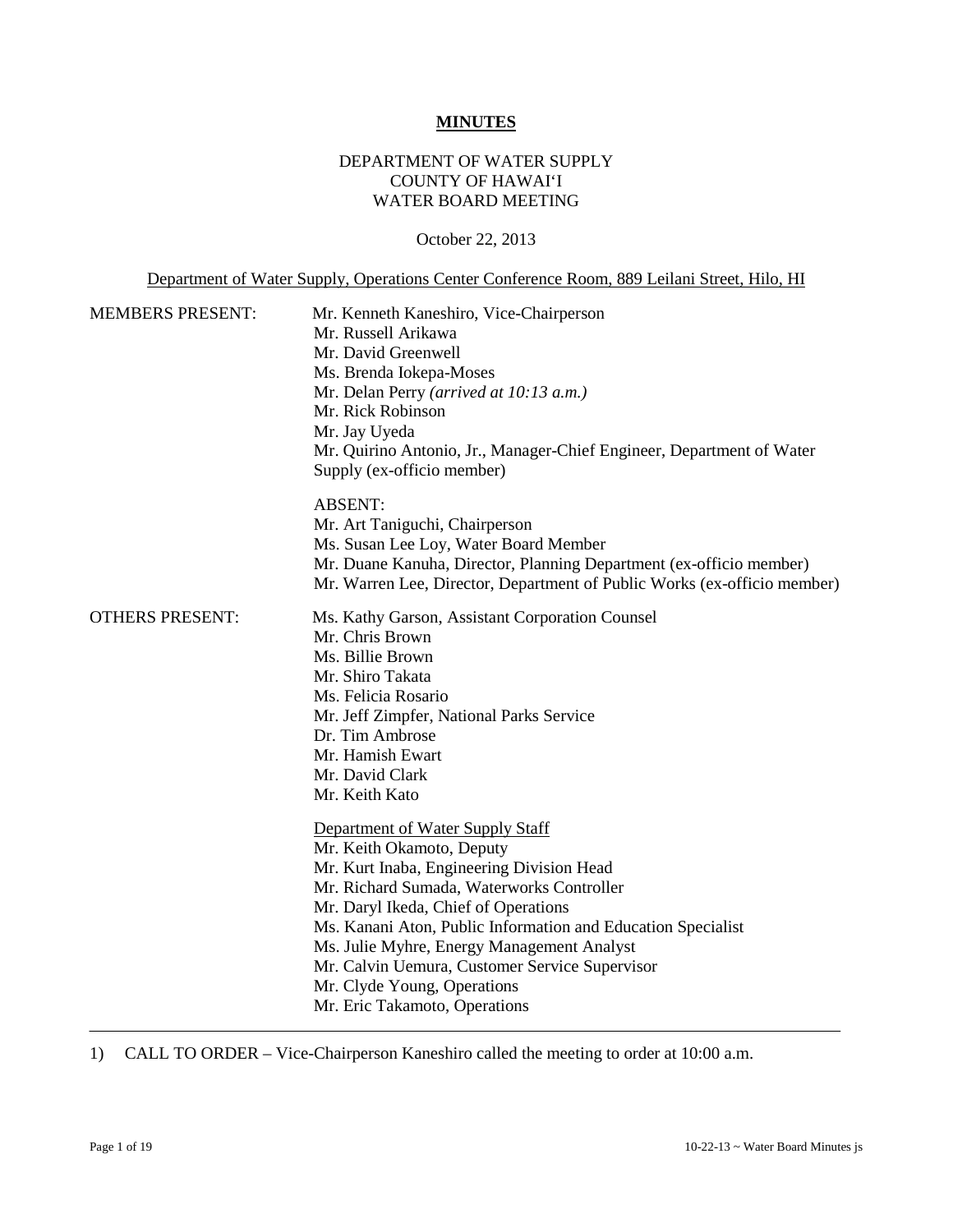# **MINUTES**

DEPARTMENT OF WATER SUPPLY
COUNTY OF HAWAIʻI
WATER BOARD MEETING

October 22, 2013

Department of Water Supply, Operations Center Conference Room, 889 Leilani Street, Hilo, HI

MEMBERS PRESENT:

Mr. Kenneth Kaneshiro, Vice-Chairperson
Mr. Russell Arikawa
Mr. David Greenwell
Ms. Brenda Iokepa-Moses
Mr. Delan Perry *(arrived at 10:13 a.m.)*
Mr. Rick Robinson
Mr. Jay Uyeda
Mr. Quirino Antonio, Jr., Manager-Chief Engineer, Department of Water Supply (ex-officio member)

ABSENT:
Mr. Art Taniguchi, Chairperson
Ms. Susan Lee Loy, Water Board Member
Mr. Duane Kanuha, Director, Planning Department (ex-officio member)
Mr. Warren Lee, Director, Department of Public Works (ex-officio member)

OTHERS PRESENT:

Ms. Kathy Garson, Assistant Corporation Counsel
Mr. Chris Brown
Ms. Billie Brown
Mr. Shiro Takata
Ms. Felicia Rosario
Mr. Jeff Zimpfer, National Parks Service
Dr. Tim Ambrose
Mr. Hamish Ewart
Mr. David Clark
Mr. Keith Kato

Department of Water Supply Staff
Mr. Keith Okamoto, Deputy
Mr. Kurt Inaba, Engineering Division Head
Mr. Richard Sumada, Waterworks Controller
Mr. Daryl Ikeda, Chief of Operations
Ms. Kanani Aton, Public Information and Education Specialist
Ms. Julie Myhre, Energy Management Analyst
Mr. Calvin Uemura, Customer Service Supervisor
Mr. Clyde Young, Operations
Mr. Eric Takamoto, Operations

---

1) CALL TO ORDER – Vice-Chairperson Kaneshiro called the meeting to order at 10:00 a.m.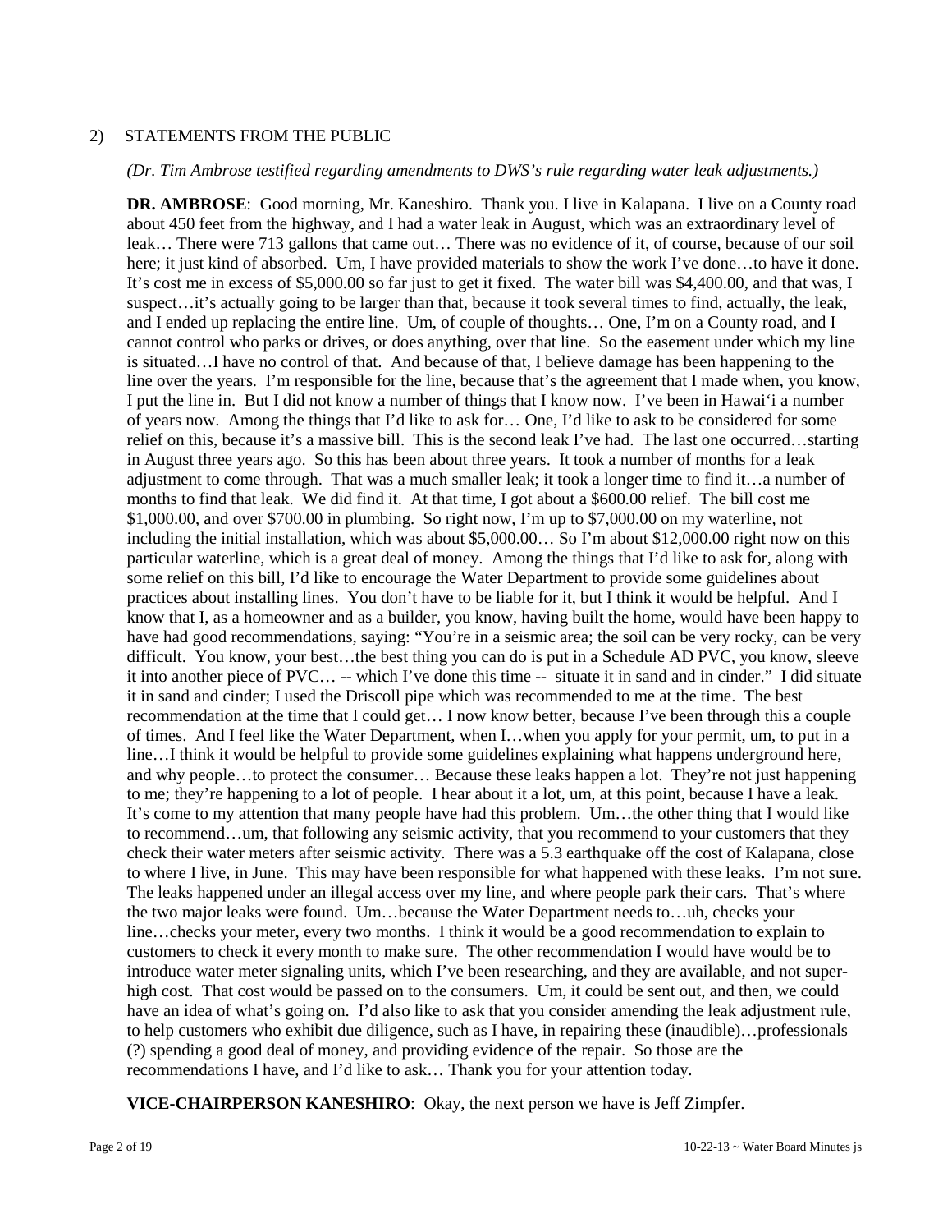## 2) STATEMENTS FROM THE PUBLIC

*(Dr. Tim Ambrose testified regarding amendments to DWS's rule regarding water leak adjustments.)*

**DR. AMBROSE**: Good morning, Mr. Kaneshiro. Thank you. I live in Kalapana. I live on a County road about 450 feet from the highway, and I had a water leak in August, which was an extraordinary level of leak… There were 713 gallons that came out… There was no evidence of it, of course, because of our soil here; it just kind of absorbed. Um, I have provided materials to show the work I've done…to have it done. It's cost me in excess of $5,000.00 so far just to get it fixed. The water bill was $4,400.00, and that was, I suspect…it's actually going to be larger than that, because it took several times to find, actually, the leak, and I ended up replacing the entire line. Um, of couple of thoughts… One, I'm on a County road, and I cannot control who parks or drives, or does anything, over that line. So the easement under which my line is situated…I have no control of that. And because of that, I believe damage has been happening to the line over the years. I'm responsible for the line, because that's the agreement that I made when, you know, I put the line in. But I did not know a number of things that I know now. I've been in Hawai'i a number of years now. Among the things that I'd like to ask for… One, I'd like to ask to be considered for some relief on this, because it's a massive bill. This is the second leak I've had. The last one occurred…starting in August three years ago. So this has been about three years. It took a number of months for a leak adjustment to come through. That was a much smaller leak; it took a longer time to find it…a number of months to find that leak. We did find it. At that time, I got about a $600.00 relief. The bill cost me $1,000.00, and over $700.00 in plumbing. So right now, I'm up to $7,000.00 on my waterline, not including the initial installation, which was about $5,000.00… So I'm about $12,000.00 right now on this particular waterline, which is a great deal of money. Among the things that I'd like to ask for, along with some relief on this bill, I'd like to encourage the Water Department to provide some guidelines about practices about installing lines. You don't have to be liable for it, but I think it would be helpful. And I know that I, as a homeowner and as a builder, you know, having built the home, would have been happy to have had good recommendations, saying: "You're in a seismic area; the soil can be very rocky, can be very difficult. You know, your best…the best thing you can do is put in a Schedule AD PVC, you know, sleeve it into another piece of PVC… -- which I've done this time -- situate it in sand and in cinder." I did situate it in sand and cinder; I used the Driscoll pipe which was recommended to me at the time. The best recommendation at the time that I could get… I now know better, because I've been through this a couple of times. And I feel like the Water Department, when I…when you apply for your permit, um, to put in a line…I think it would be helpful to provide some guidelines explaining what happens underground here, and why people…to protect the consumer… Because these leaks happen a lot. They're not just happening to me; they're happening to a lot of people. I hear about it a lot, um, at this point, because I have a leak. It's come to my attention that many people have had this problem. Um…the other thing that I would like to recommend…um, that following any seismic activity, that you recommend to your customers that they check their water meters after seismic activity. There was a 5.3 earthquake off the cost of Kalapana, close to where I live, in June. This may have been responsible for what happened with these leaks. I'm not sure. The leaks happened under an illegal access over my line, and where people park their cars. That's where the two major leaks were found. Um…because the Water Department needs to…uh, checks your line…checks your meter, every two months. I think it would be a good recommendation to explain to customers to check it every month to make sure. The other recommendation I would have would be to introduce water meter signaling units, which I've been researching, and they are available, and not super-high cost. That cost would be passed on to the consumers. Um, it could be sent out, and then, we could have an idea of what's going on. I'd also like to ask that you consider amending the leak adjustment rule, to help customers who exhibit due diligence, such as I have, in repairing these (inaudible)…professionals (?) spending a good deal of money, and providing evidence of the repair. So those are the recommendations I have, and I'd like to ask… Thank you for your attention today.

**VICE-CHAIRPERSON KANESHIRO**: Okay, the next person we have is Jeff Zimpfer.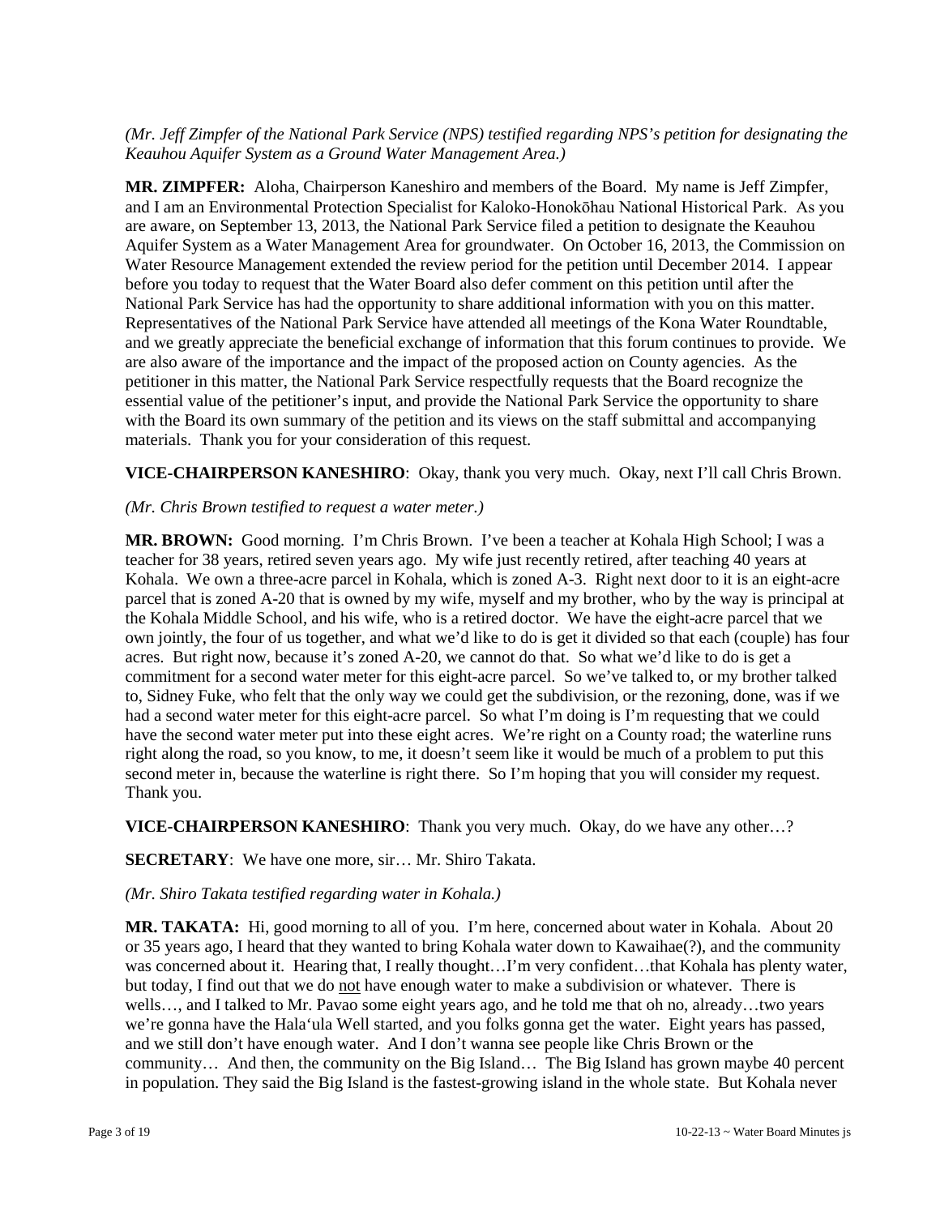*(Mr. Jeff Zimpfer of the National Park Service (NPS) testified regarding NPS's petition for designating the Keauhou Aquifer System as a Ground Water Management Area.)*

**MR. ZIMPFER:** Aloha, Chairperson Kaneshiro and members of the Board. My name is Jeff Zimpfer, and I am an Environmental Protection Specialist for Kaloko-Honokōhau National Historical Park. As you are aware, on September 13, 2013, the National Park Service filed a petition to designate the Keauhou Aquifer System as a Water Management Area for groundwater. On October 16, 2013, the Commission on Water Resource Management extended the review period for the petition until December 2014. I appear before you today to request that the Water Board also defer comment on this petition until after the National Park Service has had the opportunity to share additional information with you on this matter. Representatives of the National Park Service have attended all meetings of the Kona Water Roundtable, and we greatly appreciate the beneficial exchange of information that this forum continues to provide. We are also aware of the importance and the impact of the proposed action on County agencies. As the petitioner in this matter, the National Park Service respectfully requests that the Board recognize the essential value of the petitioner's input, and provide the National Park Service the opportunity to share with the Board its own summary of the petition and its views on the staff submittal and accompanying materials. Thank you for your consideration of this request.

**VICE-CHAIRPERSON KANESHIRO**: Okay, thank you very much. Okay, next I'll call Chris Brown.

*(Mr. Chris Brown testified to request a water meter.)*

**MR. BROWN:** Good morning. I'm Chris Brown. I've been a teacher at Kohala High School; I was a teacher for 38 years, retired seven years ago. My wife just recently retired, after teaching 40 years at Kohala. We own a three-acre parcel in Kohala, which is zoned A-3. Right next door to it is an eight-acre parcel that is zoned A-20 that is owned by my wife, myself and my brother, who by the way is principal at the Kohala Middle School, and his wife, who is a retired doctor. We have the eight-acre parcel that we own jointly, the four of us together, and what we'd like to do is get it divided so that each (couple) has four acres. But right now, because it's zoned A-20, we cannot do that. So what we'd like to do is get a commitment for a second water meter for this eight-acre parcel. So we've talked to, or my brother talked to, Sidney Fuke, who felt that the only way we could get the subdivision, or the rezoning, done, was if we had a second water meter for this eight-acre parcel. So what I'm doing is I'm requesting that we could have the second water meter put into these eight acres. We're right on a County road; the waterline runs right along the road, so you know, to me, it doesn't seem like it would be much of a problem to put this second meter in, because the waterline is right there. So I'm hoping that you will consider my request. Thank you.

**VICE-CHAIRPERSON KANESHIRO**: Thank you very much. Okay, do we have any other…?

**SECRETARY**: We have one more, sir… Mr. Shiro Takata.

*(Mr. Shiro Takata testified regarding water in Kohala.)*

**MR. TAKATA:** Hi, good morning to all of you. I'm here, concerned about water in Kohala. About 20 or 35 years ago, I heard that they wanted to bring Kohala water down to Kawaihae(?), and the community was concerned about it. Hearing that, I really thought…I'm very confident…that Kohala has plenty water, but today, I find out that we do <u>not</u> have enough water to make a subdivision or whatever. There is wells…, and I talked to Mr. Pavao some eight years ago, and he told me that oh no, already…two years we're gonna have the Hala'ula Well started, and you folks gonna get the water. Eight years has passed, and we still don't have enough water. And I don't wanna see people like Chris Brown or the community… And then, the community on the Big Island… The Big Island has grown maybe 40 percent in population. They said the Big Island is the fastest-growing island in the whole state. But Kohala never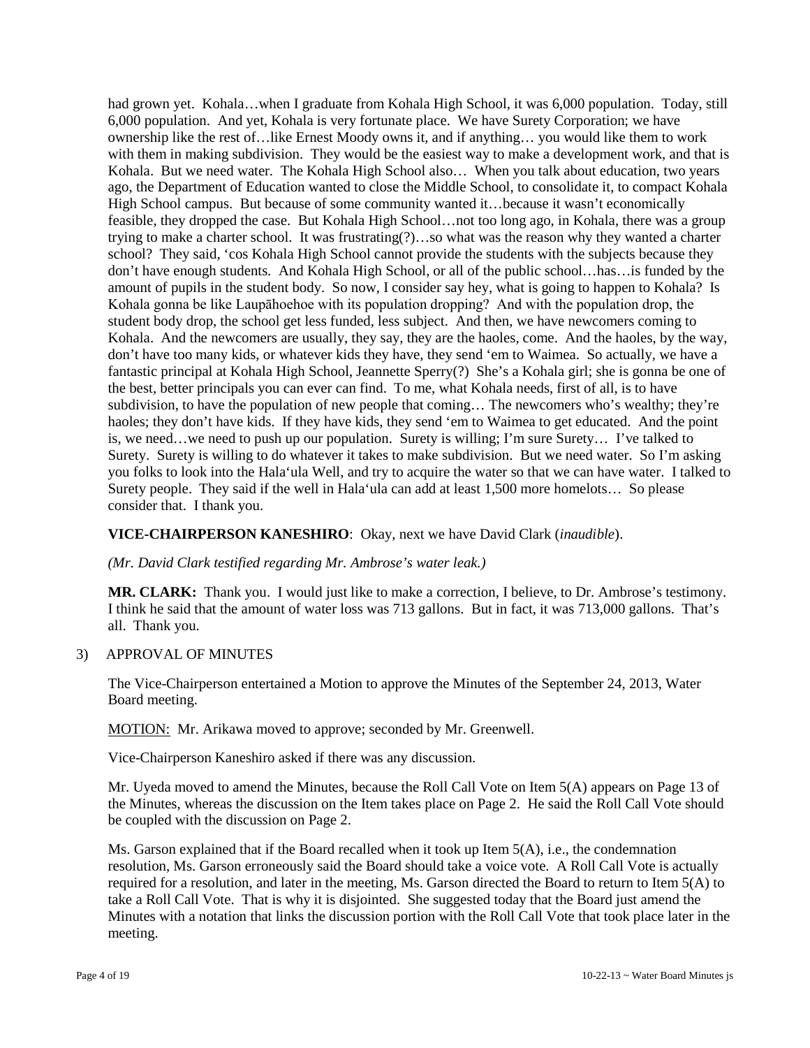had grown yet. Kohala…when I graduate from Kohala High School, it was 6,000 population. Today, still 6,000 population. And yet, Kohala is very fortunate place. We have Surety Corporation; we have ownership like the rest of…like Ernest Moody owns it, and if anything… you would like them to work with them in making subdivision. They would be the easiest way to make a development work, and that is Kohala. But we need water. The Kohala High School also… When you talk about education, two years ago, the Department of Education wanted to close the Middle School, to consolidate it, to compact Kohala High School campus. But because of some community wanted it…because it wasn't economically feasible, they dropped the case. But Kohala High School…not too long ago, in Kohala, there was a group trying to make a charter school. It was frustrating(?)…so what was the reason why they wanted a charter school? They said, 'cos Kohala High School cannot provide the students with the subjects because they don't have enough students. And Kohala High School, or all of the public school…has…is funded by the amount of pupils in the student body. So now, I consider say hey, what is going to happen to Kohala? Is Kohala gonna be like Laupāhoehoe with its population dropping? And with the population drop, the student body drop, the school get less funded, less subject. And then, we have newcomers coming to Kohala. And the newcomers are usually, they say, they are the haoles, come. And the haoles, by the way, don't have too many kids, or whatever kids they have, they send 'em to Waimea. So actually, we have a fantastic principal at Kohala High School, Jeannette Sperry(?) She's a Kohala girl; she is gonna be one of the best, better principals you can ever can find. To me, what Kohala needs, first of all, is to have subdivision, to have the population of new people that coming… The newcomers who's wealthy; they're haoles; they don't have kids. If they have kids, they send 'em to Waimea to get educated. And the point is, we need…we need to push up our population. Surety is willing; I'm sure Surety… I've talked to Surety. Surety is willing to do whatever it takes to make subdivision. But we need water. So I'm asking you folks to look into the Hala'ula Well, and try to acquire the water so that we can have water. I talked to Surety people. They said if the well in Hala'ula can add at least 1,500 more homelots… So please consider that. I thank you.

**VICE-CHAIRPERSON KANESHIRO**: Okay, next we have David Clark (*inaudible*).

*(Mr. David Clark testified regarding Mr. Ambrose's water leak.)*

**MR. CLARK:** Thank you. I would just like to make a correction, I believe, to Dr. Ambrose's testimony. I think he said that the amount of water loss was 713 gallons. But in fact, it was 713,000 gallons. That's all. Thank you.

3) APPROVAL OF MINUTES

The Vice-Chairperson entertained a Motion to approve the Minutes of the September 24, 2013, Water Board meeting.

<u>MOTION:</u> Mr. Arikawa moved to approve; seconded by Mr. Greenwell.

Vice-Chairperson Kaneshiro asked if there was any discussion.

Mr. Uyeda moved to amend the Minutes, because the Roll Call Vote on Item 5(A) appears on Page 13 of the Minutes, whereas the discussion on the Item takes place on Page 2. He said the Roll Call Vote should be coupled with the discussion on Page 2.

Ms. Garson explained that if the Board recalled when it took up Item 5(A), i.e., the condemnation resolution, Ms. Garson erroneously said the Board should take a voice vote. A Roll Call Vote is actually required for a resolution, and later in the meeting, Ms. Garson directed the Board to return to Item 5(A) to take a Roll Call Vote. That is why it is disjointed. She suggested today that the Board just amend the Minutes with a notation that links the discussion portion with the Roll Call Vote that took place later in the meeting.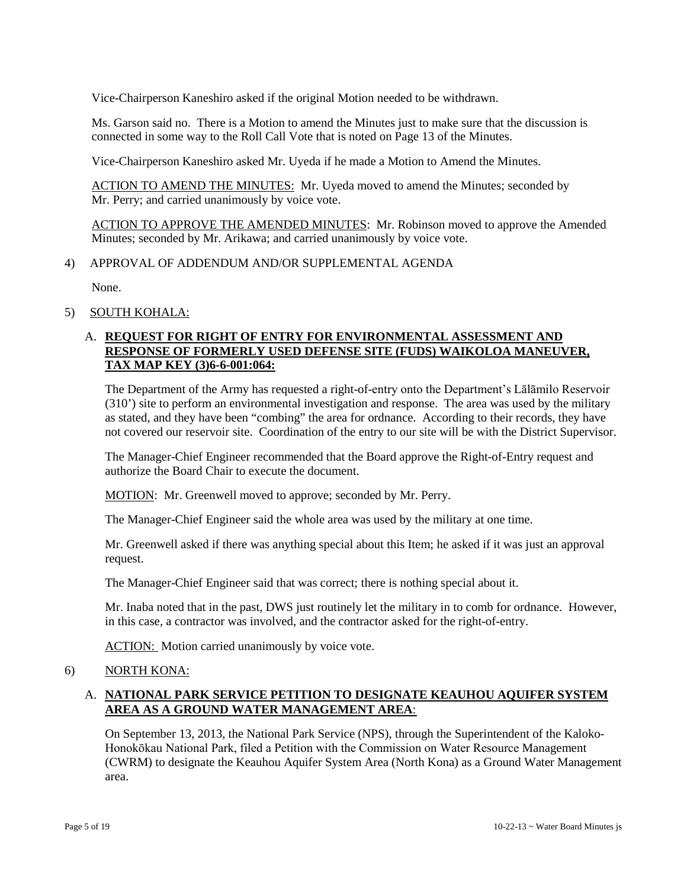Vice-Chairperson Kaneshiro asked if the original Motion needed to be withdrawn.

Ms. Garson said no. There is a Motion to amend the Minutes just to make sure that the discussion is connected in some way to the Roll Call Vote that is noted on Page 13 of the Minutes.

Vice-Chairperson Kaneshiro asked Mr. Uyeda if he made a Motion to Amend the Minutes.

ACTION TO AMEND THE MINUTES: Mr. Uyeda moved to amend the Minutes; seconded by Mr. Perry; and carried unanimously by voice vote.

ACTION TO APPROVE THE AMENDED MINUTES: Mr. Robinson moved to approve the Amended Minutes; seconded by Mr. Arikawa; and carried unanimously by voice vote.

4) APPROVAL OF ADDENDUM AND/OR SUPPLEMENTAL AGENDA

None.

5) SOUTH KOHALA:

A. **REQUEST FOR RIGHT OF ENTRY FOR ENVIRONMENTAL ASSESSMENT AND RESPONSE OF FORMERLY USED DEFENSE SITE (FUDS) WAIKOLOA MANEUVER, TAX MAP KEY (3)6-6-001:064:**

The Department of the Army has requested a right-of-entry onto the Department's Lālāmilo Reservoir (310') site to perform an environmental investigation and response. The area was used by the military as stated, and they have been "combing" the area for ordnance. According to their records, they have not covered our reservoir site. Coordination of the entry to our site will be with the District Supervisor.

The Manager-Chief Engineer recommended that the Board approve the Right-of-Entry request and authorize the Board Chair to execute the document.

MOTION: Mr. Greenwell moved to approve; seconded by Mr. Perry.

The Manager-Chief Engineer said the whole area was used by the military at one time.

Mr. Greenwell asked if there was anything special about this Item; he asked if it was just an approval request.

The Manager-Chief Engineer said that was correct; there is nothing special about it.

Mr. Inaba noted that in the past, DWS just routinely let the military in to comb for ordnance. However, in this case, a contractor was involved, and the contractor asked for the right-of-entry.

ACTION: Motion carried unanimously by voice vote.

6) NORTH KONA:

A. **NATIONAL PARK SERVICE PETITION TO DESIGNATE KEAUHOU AQUIFER SYSTEM AREA AS A GROUND WATER MANAGEMENT AREA**:

On September 13, 2013, the National Park Service (NPS), through the Superintendent of the Kaloko-Honokōkau National Park, filed a Petition with the Commission on Water Resource Management (CWRM) to designate the Keauhou Aquifer System Area (North Kona) as a Ground Water Management area.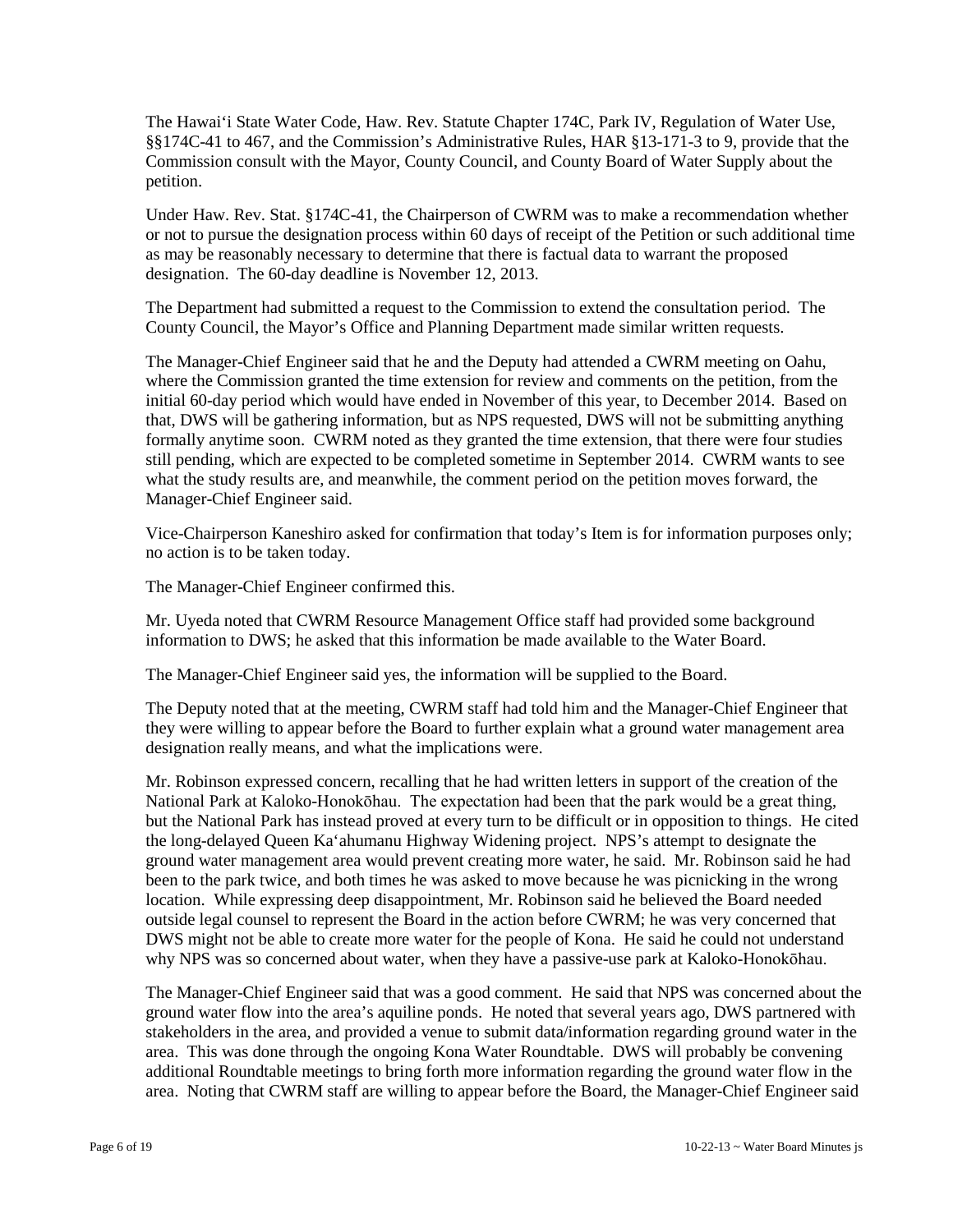The Hawai‘i State Water Code, Haw. Rev. Statute Chapter 174C, Park IV, Regulation of Water Use, §§174C-41 to 467, and the Commission's Administrative Rules, HAR §13-171-3 to 9, provide that the Commission consult with the Mayor, County Council, and County Board of Water Supply about the petition.

Under Haw. Rev. Stat. §174C-41, the Chairperson of CWRM was to make a recommendation whether or not to pursue the designation process within 60 days of receipt of the Petition or such additional time as may be reasonably necessary to determine that there is factual data to warrant the proposed designation. The 60-day deadline is November 12, 2013.

The Department had submitted a request to the Commission to extend the consultation period. The County Council, the Mayor's Office and Planning Department made similar written requests.

The Manager-Chief Engineer said that he and the Deputy had attended a CWRM meeting on Oahu, where the Commission granted the time extension for review and comments on the petition, from the initial 60-day period which would have ended in November of this year, to December 2014. Based on that, DWS will be gathering information, but as NPS requested, DWS will not be submitting anything formally anytime soon. CWRM noted as they granted the time extension, that there were four studies still pending, which are expected to be completed sometime in September 2014. CWRM wants to see what the study results are, and meanwhile, the comment period on the petition moves forward, the Manager-Chief Engineer said.

Vice-Chairperson Kaneshiro asked for confirmation that today's Item is for information purposes only; no action is to be taken today.

The Manager-Chief Engineer confirmed this.

Mr. Uyeda noted that CWRM Resource Management Office staff had provided some background information to DWS; he asked that this information be made available to the Water Board.

The Manager-Chief Engineer said yes, the information will be supplied to the Board.

The Deputy noted that at the meeting, CWRM staff had told him and the Manager-Chief Engineer that they were willing to appear before the Board to further explain what a ground water management area designation really means, and what the implications were.

Mr. Robinson expressed concern, recalling that he had written letters in support of the creation of the National Park at Kaloko-Honokōhau. The expectation had been that the park would be a great thing, but the National Park has instead proved at every turn to be difficult or in opposition to things. He cited the long-delayed Queen Ka‘ahumanu Highway Widening project. NPS's attempt to designate the ground water management area would prevent creating more water, he said. Mr. Robinson said he had been to the park twice, and both times he was asked to move because he was picnicking in the wrong location. While expressing deep disappointment, Mr. Robinson said he believed the Board needed outside legal counsel to represent the Board in the action before CWRM; he was very concerned that DWS might not be able to create more water for the people of Kona. He said he could not understand why NPS was so concerned about water, when they have a passive-use park at Kaloko-Honokōhau.

The Manager-Chief Engineer said that was a good comment. He said that NPS was concerned about the ground water flow into the area's aquiline ponds. He noted that several years ago, DWS partnered with stakeholders in the area, and provided a venue to submit data/information regarding ground water in the area. This was done through the ongoing Kona Water Roundtable. DWS will probably be convening additional Roundtable meetings to bring forth more information regarding the ground water flow in the area. Noting that CWRM staff are willing to appear before the Board, the Manager-Chief Engineer said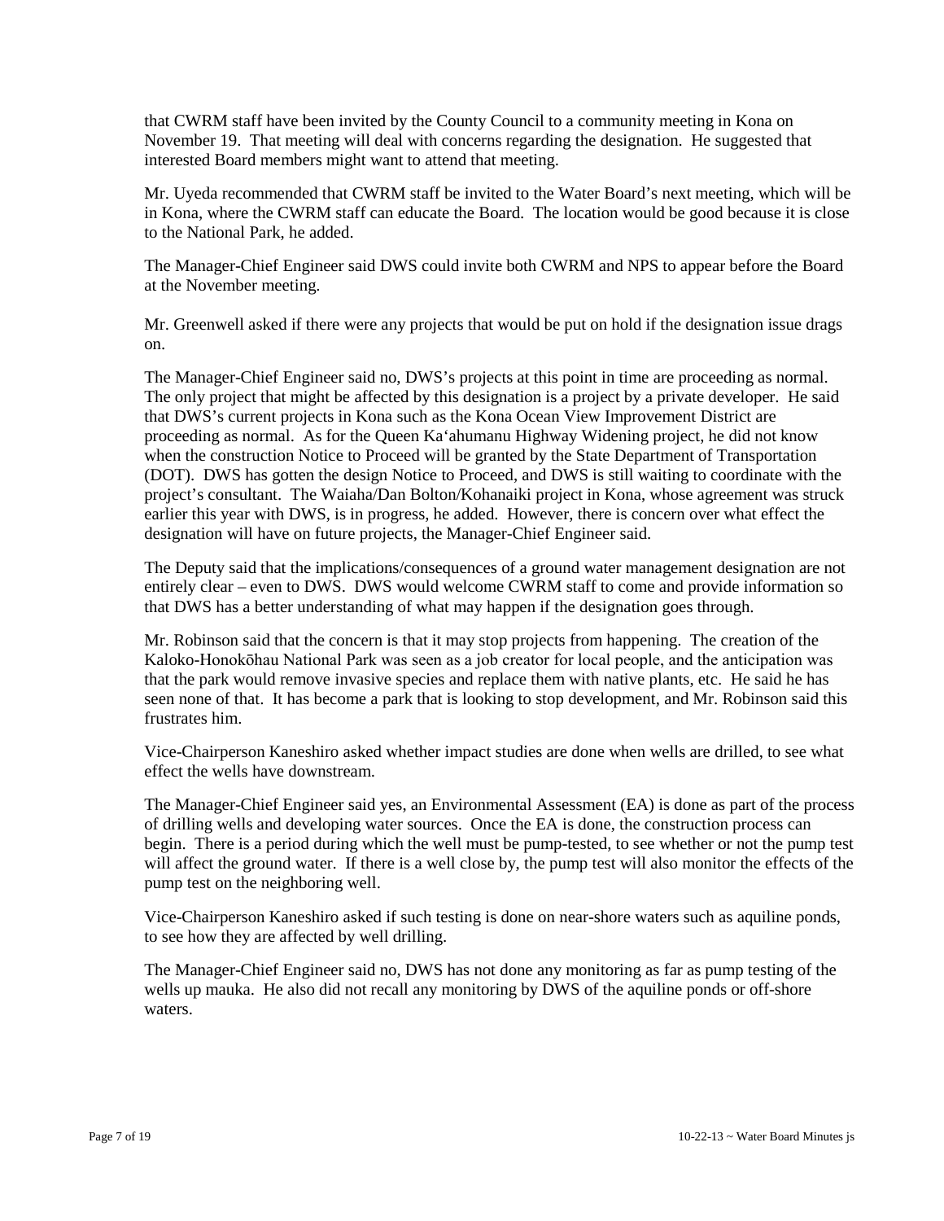that CWRM staff have been invited by the County Council to a community meeting in Kona on November 19. That meeting will deal with concerns regarding the designation. He suggested that interested Board members might want to attend that meeting.

Mr. Uyeda recommended that CWRM staff be invited to the Water Board's next meeting, which will be in Kona, where the CWRM staff can educate the Board. The location would be good because it is close to the National Park, he added.

The Manager-Chief Engineer said DWS could invite both CWRM and NPS to appear before the Board at the November meeting.

Mr. Greenwell asked if there were any projects that would be put on hold if the designation issue drags on.

The Manager-Chief Engineer said no, DWS's projects at this point in time are proceeding as normal. The only project that might be affected by this designation is a project by a private developer. He said that DWS's current projects in Kona such as the Kona Ocean View Improvement District are proceeding as normal. As for the Queen Ka'ahumanu Highway Widening project, he did not know when the construction Notice to Proceed will be granted by the State Department of Transportation (DOT). DWS has gotten the design Notice to Proceed, and DWS is still waiting to coordinate with the project's consultant. The Waiaha/Dan Bolton/Kohanaiki project in Kona, whose agreement was struck earlier this year with DWS, is in progress, he added. However, there is concern over what effect the designation will have on future projects, the Manager-Chief Engineer said.

The Deputy said that the implications/consequences of a ground water management designation are not entirely clear – even to DWS. DWS would welcome CWRM staff to come and provide information so that DWS has a better understanding of what may happen if the designation goes through.

Mr. Robinson said that the concern is that it may stop projects from happening. The creation of the Kaloko-Honokōhau National Park was seen as a job creator for local people, and the anticipation was that the park would remove invasive species and replace them with native plants, etc. He said he has seen none of that. It has become a park that is looking to stop development, and Mr. Robinson said this frustrates him.

Vice-Chairperson Kaneshiro asked whether impact studies are done when wells are drilled, to see what effect the wells have downstream.

The Manager-Chief Engineer said yes, an Environmental Assessment (EA) is done as part of the process of drilling wells and developing water sources. Once the EA is done, the construction process can begin. There is a period during which the well must be pump-tested, to see whether or not the pump test will affect the ground water. If there is a well close by, the pump test will also monitor the effects of the pump test on the neighboring well.

Vice-Chairperson Kaneshiro asked if such testing is done on near-shore waters such as aquiline ponds, to see how they are affected by well drilling.

The Manager-Chief Engineer said no, DWS has not done any monitoring as far as pump testing of the wells up mauka. He also did not recall any monitoring by DWS of the aquiline ponds or off-shore waters.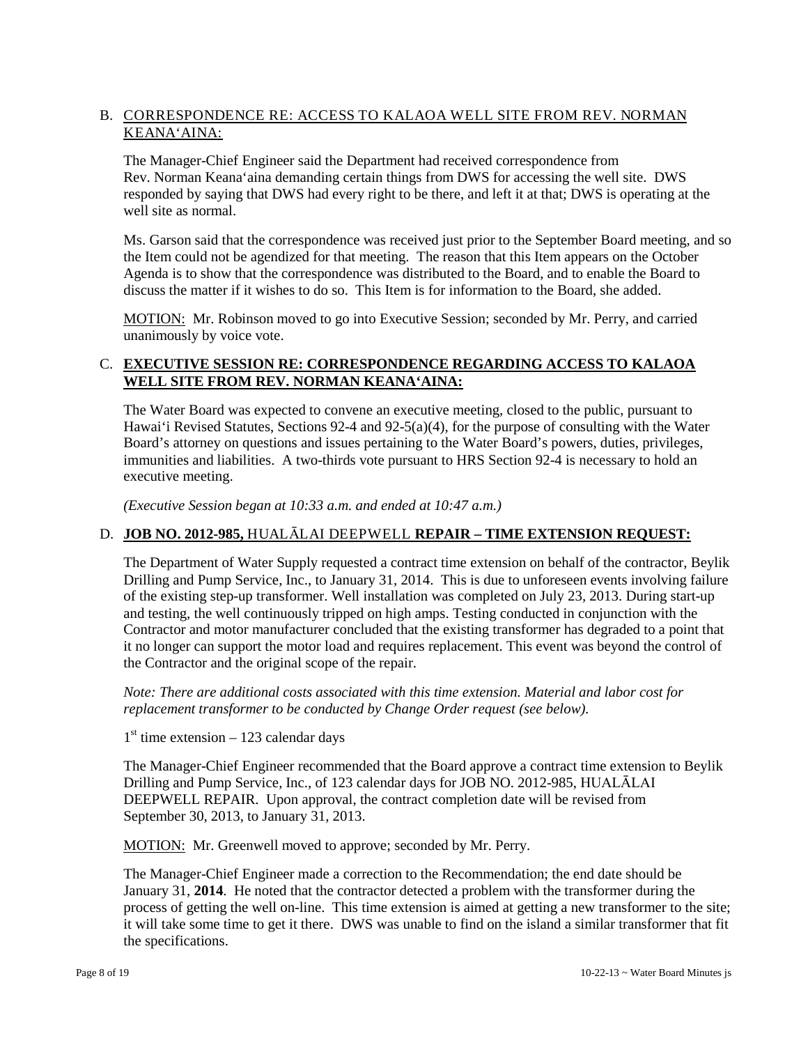B. CORRESPONDENCE RE: ACCESS TO KALAOA WELL SITE FROM REV. NORMAN KEANA'AINA:

The Manager-Chief Engineer said the Department had received correspondence from Rev. Norman Keana'aina demanding certain things from DWS for accessing the well site. DWS responded by saying that DWS had every right to be there, and left it at that; DWS is operating at the well site as normal.

Ms. Garson said that the correspondence was received just prior to the September Board meeting, and so the Item could not be agendized for that meeting. The reason that this Item appears on the October Agenda is to show that the correspondence was distributed to the Board, and to enable the Board to discuss the matter if it wishes to do so. This Item is for information to the Board, she added.

MOTION: Mr. Robinson moved to go into Executive Session; seconded by Mr. Perry, and carried unanimously by voice vote.

C. **EXECUTIVE SESSION RE: CORRESPONDENCE REGARDING ACCESS TO KALAOA WELL SITE FROM REV. NORMAN KEANA'AINA:**

The Water Board was expected to convene an executive meeting, closed to the public, pursuant to Hawai'i Revised Statutes, Sections 92-4 and 92-5(a)(4), for the purpose of consulting with the Water Board's attorney on questions and issues pertaining to the Water Board's powers, duties, privileges, immunities and liabilities. A two-thirds vote pursuant to HRS Section 92-4 is necessary to hold an executive meeting.

*(Executive Session began at 10:33 a.m. and ended at 10:47 a.m.)*

D. **JOB NO. 2012-985,** HUALĀLAI DEEPWELL **REPAIR – TIME EXTENSION REQUEST:**

The Department of Water Supply requested a contract time extension on behalf of the contractor, Beylik Drilling and Pump Service, Inc., to January 31, 2014. This is due to unforeseen events involving failure of the existing step-up transformer. Well installation was completed on July 23, 2013. During start-up and testing, the well continuously tripped on high amps. Testing conducted in conjunction with the Contractor and motor manufacturer concluded that the existing transformer has degraded to a point that it no longer can support the motor load and requires replacement. This event was beyond the control of the Contractor and the original scope of the repair.

*Note: There are additional costs associated with this time extension. Material and labor cost for replacement transformer to be conducted by Change Order request (see below).*

1st time extension – 123 calendar days

The Manager-Chief Engineer recommended that the Board approve a contract time extension to Beylik Drilling and Pump Service, Inc., of 123 calendar days for JOB NO. 2012-985, HUALĀLAI DEEPWELL REPAIR. Upon approval, the contract completion date will be revised from September 30, 2013, to January 31, 2013.

MOTION: Mr. Greenwell moved to approve; seconded by Mr. Perry.

The Manager-Chief Engineer made a correction to the Recommendation; the end date should be January 31, **2014**. He noted that the contractor detected a problem with the transformer during the process of getting the well on-line. This time extension is aimed at getting a new transformer to the site; it will take some time to get it there. DWS was unable to find on the island a similar transformer that fit the specifications.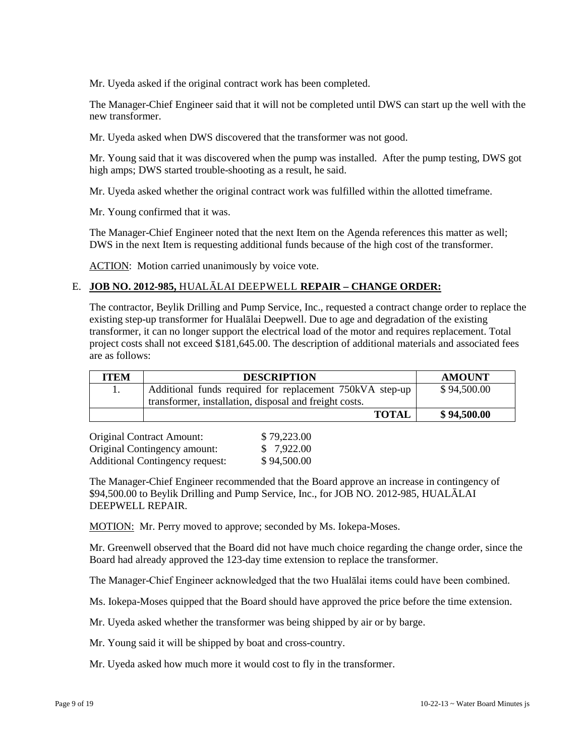Mr. Uyeda asked if the original contract work has been completed.

The Manager-Chief Engineer said that it will not be completed until DWS can start up the well with the new transformer.

Mr. Uyeda asked when DWS discovered that the transformer was not good.

Mr. Young said that it was discovered when the pump was installed. After the pump testing, DWS got high amps; DWS started trouble-shooting as a result, he said.

Mr. Uyeda asked whether the original contract work was fulfilled within the allotted timeframe.

Mr. Young confirmed that it was.

The Manager-Chief Engineer noted that the next Item on the Agenda references this matter as well; DWS in the next Item is requesting additional funds because of the high cost of the transformer.

ACTION: Motion carried unanimously by voice vote.

E. **JOB NO. 2012-985,** HUALĀLAI DEEPWELL **REPAIR – CHANGE ORDER:**

The contractor, Beylik Drilling and Pump Service, Inc., requested a contract change order to replace the existing step-up transformer for Hualālai Deepwell. Due to age and degradation of the existing transformer, it can no longer support the electrical load of the motor and requires replacement. Total project costs shall not exceed $181,645.00. The description of additional materials and associated fees are as follows:

| ITEM | DESCRIPTION | AMOUNT |
|---|---|---|
| 1. | Additional funds required for replacement 750kVA step-up transformer, installation, disposal and freight costs. | $ 94,500.00 |
| | **TOTAL** | **$ 94,500.00** |

| | |
|---|---|
| Original Contract Amount: | $ 79,223.00 |
| Original Contingency amount: | $ 7,922.00 |
| Additional Contingency request: | $ 94,500.00 |

The Manager-Chief Engineer recommended that the Board approve an increase in contingency of $94,500.00 to Beylik Drilling and Pump Service, Inc., for JOB NO. 2012-985, HUALĀLAI DEEPWELL REPAIR.

MOTION: Mr. Perry moved to approve; seconded by Ms. Iokepa-Moses.

Mr. Greenwell observed that the Board did not have much choice regarding the change order, since the Board had already approved the 123-day time extension to replace the transformer.

The Manager-Chief Engineer acknowledged that the two Hualālai items could have been combined.

Ms. Iokepa-Moses quipped that the Board should have approved the price before the time extension.

Mr. Uyeda asked whether the transformer was being shipped by air or by barge.

Mr. Young said it will be shipped by boat and cross-country.

Mr. Uyeda asked how much more it would cost to fly in the transformer.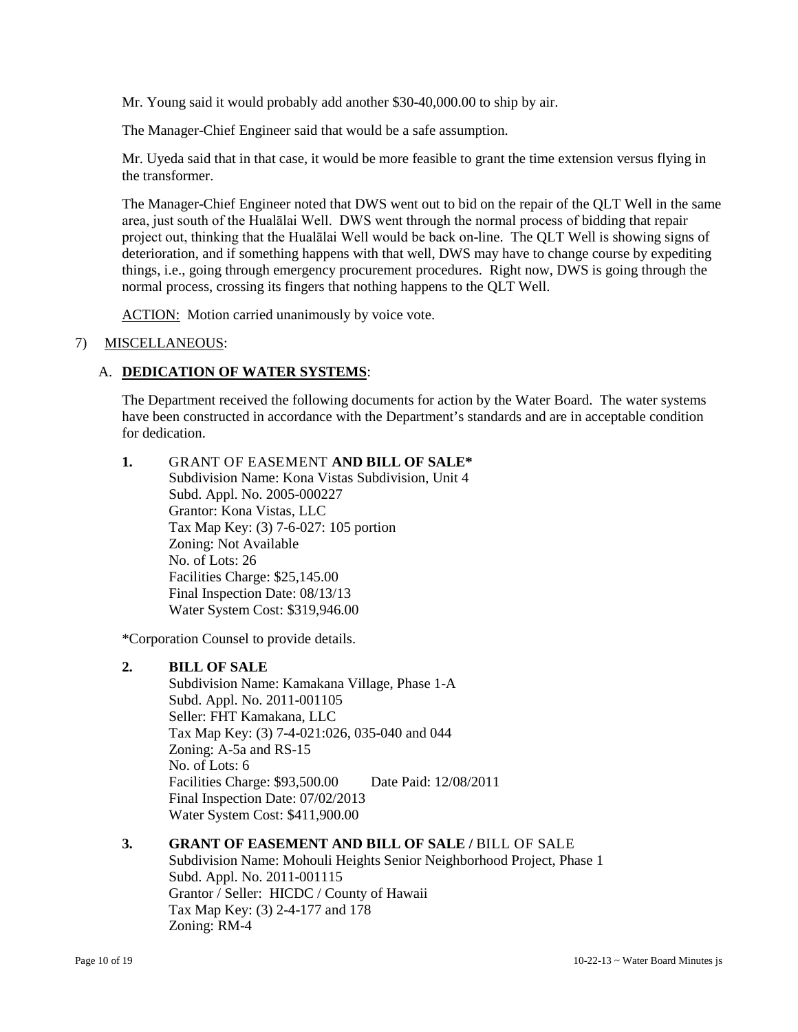Mr. Young said it would probably add another $30-40,000.00 to ship by air.

The Manager-Chief Engineer said that would be a safe assumption.

Mr. Uyeda said that in that case, it would be more feasible to grant the time extension versus flying in the transformer.

The Manager-Chief Engineer noted that DWS went out to bid on the repair of the QLT Well in the same area, just south of the Hualālai Well. DWS went through the normal process of bidding that repair project out, thinking that the Hualālai Well would be back on-line. The QLT Well is showing signs of deterioration, and if something happens with that well, DWS may have to change course by expediting things, i.e., going through emergency procurement procedures. Right now, DWS is going through the normal process, crossing its fingers that nothing happens to the QLT Well.

ACTION: Motion carried unanimously by voice vote.

7) MISCELLANEOUS:

A. **DEDICATION OF WATER SYSTEMS**:

The Department received the following documents for action by the Water Board. The water systems have been constructed in accordance with the Department's standards and are in acceptable condition for dedication.

**1.** GRANT OF EASEMENT **AND BILL OF SALE***
Subdivision Name: Kona Vistas Subdivision, Unit 4
Subd. Appl. No. 2005-000227
Grantor: Kona Vistas, LLC
Tax Map Key: (3) 7-6-027: 105 portion
Zoning: Not Available
No. of Lots: 26
Facilities Charge: $25,145.00
Final Inspection Date: 08/13/13
Water System Cost: $319,946.00

*Corporation Counsel to provide details.

**2.** **BILL OF SALE**
Subdivision Name: Kamakana Village, Phase 1-A
Subd. Appl. No. 2011-001105
Seller: FHT Kamakana, LLC
Tax Map Key: (3) 7-4-021:026, 035-040 and 044
Zoning: A-5a and RS-15
No. of Lots: 6
Facilities Charge: $93,500.00 Date Paid: 12/08/2011
Final Inspection Date: 07/02/2013
Water System Cost: $411,900.00

**3.** **GRANT OF EASEMENT AND BILL OF SALE /** BILL OF SALE
Subdivision Name: Mohouli Heights Senior Neighborhood Project, Phase 1
Subd. Appl. No. 2011-001115
Grantor / Seller: HICDC / County of Hawaii
Tax Map Key: (3) 2-4-177 and 178
Zoning: RM-4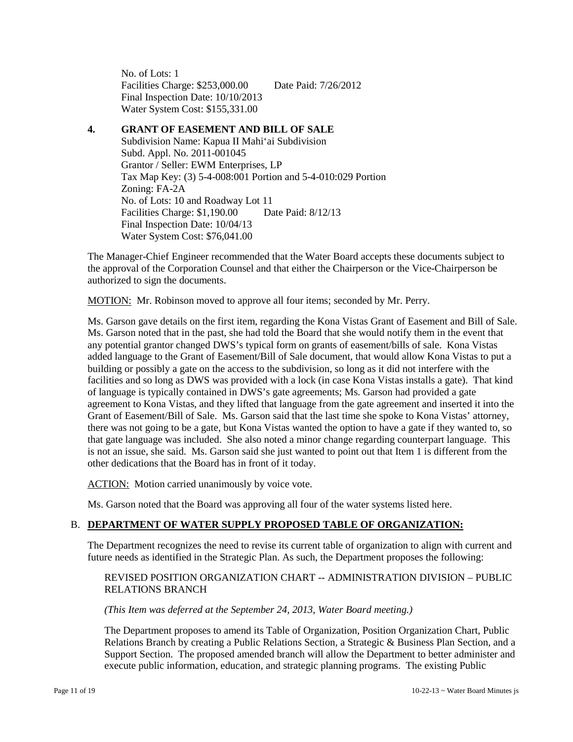No. of Lots: 1
Facilities Charge: $253,000.00 Date Paid: 7/26/2012
Final Inspection Date: 10/10/2013
Water System Cost: $155,331.00

**4. GRANT OF EASEMENT AND BILL OF SALE**

Subdivision Name: Kapua II Mahi'ai Subdivision
Subd. Appl. No. 2011-001045
Grantor / Seller: EWM Enterprises, LP
Tax Map Key: (3) 5-4-008:001 Portion and 5-4-010:029 Portion
Zoning: FA-2A
No. of Lots: 10 and Roadway Lot 11
Facilities Charge: $1,190.00 Date Paid: 8/12/13
Final Inspection Date: 10/04/13
Water System Cost: $76,041.00

The Manager-Chief Engineer recommended that the Water Board accepts these documents subject to the approval of the Corporation Counsel and that either the Chairperson or the Vice-Chairperson be authorized to sign the documents.

MOTION: Mr. Robinson moved to approve all four items; seconded by Mr. Perry.

Ms. Garson gave details on the first item, regarding the Kona Vistas Grant of Easement and Bill of Sale. Ms. Garson noted that in the past, she had told the Board that she would notify them in the event that any potential grantor changed DWS's typical form on grants of easement/bills of sale. Kona Vistas added language to the Grant of Easement/Bill of Sale document, that would allow Kona Vistas to put a building or possibly a gate on the access to the subdivision, so long as it did not interfere with the facilities and so long as DWS was provided with a lock (in case Kona Vistas installs a gate). That kind of language is typically contained in DWS's gate agreements; Ms. Garson had provided a gate agreement to Kona Vistas, and they lifted that language from the gate agreement and inserted it into the Grant of Easement/Bill of Sale. Ms. Garson said that the last time she spoke to Kona Vistas' attorney, there was not going to be a gate, but Kona Vistas wanted the option to have a gate if they wanted to, so that gate language was included. She also noted a minor change regarding counterpart language. This is not an issue, she said. Ms. Garson said she just wanted to point out that Item 1 is different from the other dedications that the Board has in front of it today.

ACTION: Motion carried unanimously by voice vote.

Ms. Garson noted that the Board was approving all four of the water systems listed here.

## B. DEPARTMENT OF WATER SUPPLY PROPOSED TABLE OF ORGANIZATION:

The Department recognizes the need to revise its current table of organization to align with current and future needs as identified in the Strategic Plan. As such, the Department proposes the following:

REVISED POSITION ORGANIZATION CHART -- ADMINISTRATION DIVISION – PUBLIC RELATIONS BRANCH

*(This Item was deferred at the September 24, 2013, Water Board meeting.)*

The Department proposes to amend its Table of Organization, Position Organization Chart, Public Relations Branch by creating a Public Relations Section, a Strategic & Business Plan Section, and a Support Section. The proposed amended branch will allow the Department to better administer and execute public information, education, and strategic planning programs. The existing Public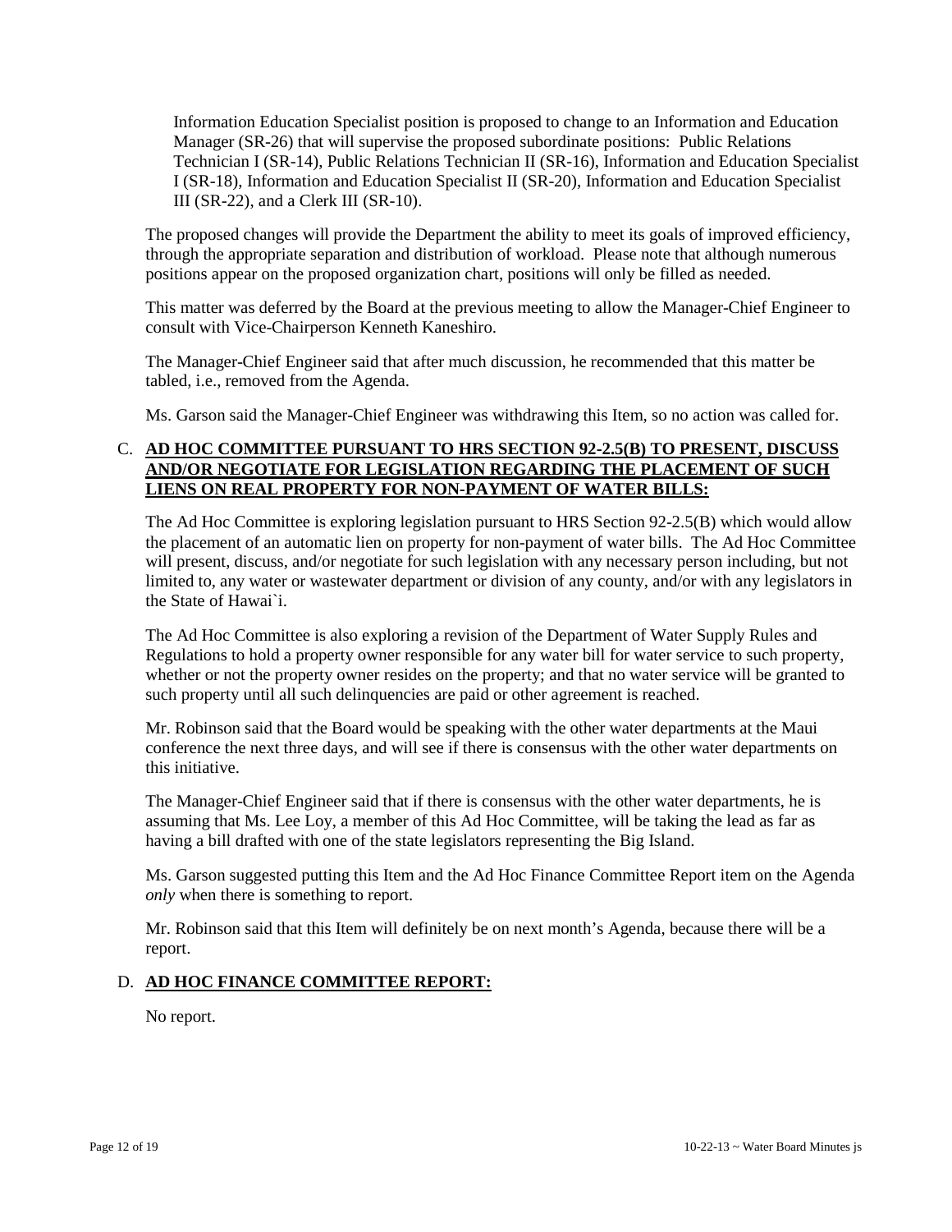Information Education Specialist position is proposed to change to an Information and Education Manager (SR-26) that will supervise the proposed subordinate positions: Public Relations Technician I (SR-14), Public Relations Technician II (SR-16), Information and Education Specialist I (SR-18), Information and Education Specialist II (SR-20), Information and Education Specialist III (SR-22), and a Clerk III (SR-10).

The proposed changes will provide the Department the ability to meet its goals of improved efficiency, through the appropriate separation and distribution of workload. Please note that although numerous positions appear on the proposed organization chart, positions will only be filled as needed.

This matter was deferred by the Board at the previous meeting to allow the Manager-Chief Engineer to consult with Vice-Chairperson Kenneth Kaneshiro.

The Manager-Chief Engineer said that after much discussion, he recommended that this matter be tabled, i.e., removed from the Agenda.

Ms. Garson said the Manager-Chief Engineer was withdrawing this Item, so no action was called for.

## C. **AD HOC COMMITTEE PURSUANT TO HRS SECTION 92-2.5(B) TO PRESENT, DISCUSS AND/OR NEGOTIATE FOR LEGISLATION REGARDING THE PLACEMENT OF SUCH LIENS ON REAL PROPERTY FOR NON-PAYMENT OF WATER BILLS:**

The Ad Hoc Committee is exploring legislation pursuant to HRS Section 92-2.5(B) which would allow the placement of an automatic lien on property for non-payment of water bills. The Ad Hoc Committee will present, discuss, and/or negotiate for such legislation with any necessary person including, but not limited to, any water or wastewater department or division of any county, and/or with any legislators in the State of Hawai`i.

The Ad Hoc Committee is also exploring a revision of the Department of Water Supply Rules and Regulations to hold a property owner responsible for any water bill for water service to such property, whether or not the property owner resides on the property; and that no water service will be granted to such property until all such delinquencies are paid or other agreement is reached.

Mr. Robinson said that the Board would be speaking with the other water departments at the Maui conference the next three days, and will see if there is consensus with the other water departments on this initiative.

The Manager-Chief Engineer said that if there is consensus with the other water departments, he is assuming that Ms. Lee Loy, a member of this Ad Hoc Committee, will be taking the lead as far as having a bill drafted with one of the state legislators representing the Big Island.

Ms. Garson suggested putting this Item and the Ad Hoc Finance Committee Report item on the Agenda *only* when there is something to report.

Mr. Robinson said that this Item will definitely be on next month's Agenda, because there will be a report.

## D. **AD HOC FINANCE COMMITTEE REPORT:**

No report.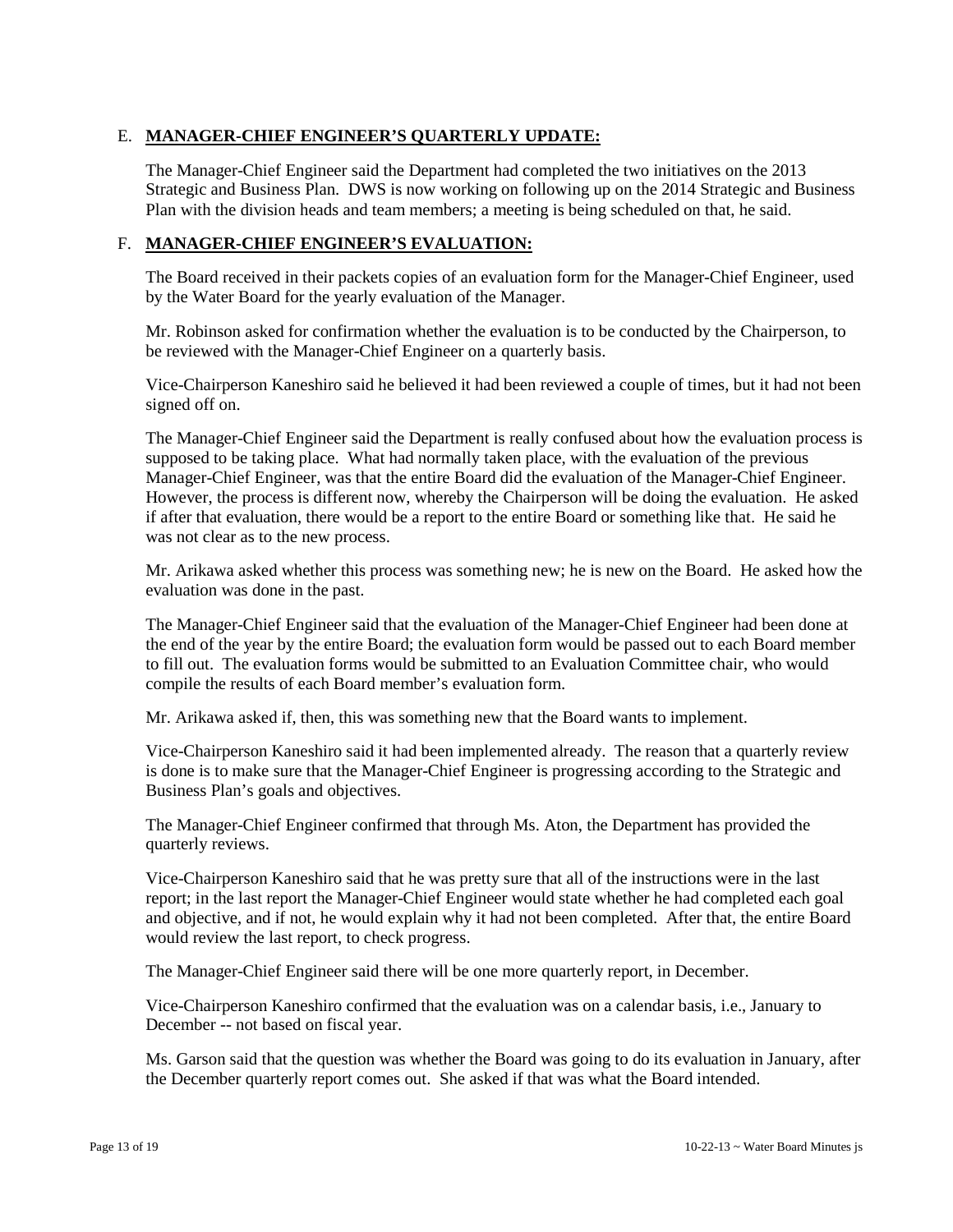E. **MANAGER-CHIEF ENGINEER'S QUARTERLY UPDATE:**

The Manager-Chief Engineer said the Department had completed the two initiatives on the 2013 Strategic and Business Plan. DWS is now working on following up on the 2014 Strategic and Business Plan with the division heads and team members; a meeting is being scheduled on that, he said.

F. **MANAGER-CHIEF ENGINEER'S EVALUATION:**

The Board received in their packets copies of an evaluation form for the Manager-Chief Engineer, used by the Water Board for the yearly evaluation of the Manager.

Mr. Robinson asked for confirmation whether the evaluation is to be conducted by the Chairperson, to be reviewed with the Manager-Chief Engineer on a quarterly basis.

Vice-Chairperson Kaneshiro said he believed it had been reviewed a couple of times, but it had not been signed off on.

The Manager-Chief Engineer said the Department is really confused about how the evaluation process is supposed to be taking place. What had normally taken place, with the evaluation of the previous Manager-Chief Engineer, was that the entire Board did the evaluation of the Manager-Chief Engineer. However, the process is different now, whereby the Chairperson will be doing the evaluation. He asked if after that evaluation, there would be a report to the entire Board or something like that. He said he was not clear as to the new process.

Mr. Arikawa asked whether this process was something new; he is new on the Board. He asked how the evaluation was done in the past.

The Manager-Chief Engineer said that the evaluation of the Manager-Chief Engineer had been done at the end of the year by the entire Board; the evaluation form would be passed out to each Board member to fill out. The evaluation forms would be submitted to an Evaluation Committee chair, who would compile the results of each Board member's evaluation form.

Mr. Arikawa asked if, then, this was something new that the Board wants to implement.

Vice-Chairperson Kaneshiro said it had been implemented already. The reason that a quarterly review is done is to make sure that the Manager-Chief Engineer is progressing according to the Strategic and Business Plan's goals and objectives.

The Manager-Chief Engineer confirmed that through Ms. Aton, the Department has provided the quarterly reviews.

Vice-Chairperson Kaneshiro said that he was pretty sure that all of the instructions were in the last report; in the last report the Manager-Chief Engineer would state whether he had completed each goal and objective, and if not, he would explain why it had not been completed. After that, the entire Board would review the last report, to check progress.

The Manager-Chief Engineer said there will be one more quarterly report, in December.

Vice-Chairperson Kaneshiro confirmed that the evaluation was on a calendar basis, i.e., January to December -- not based on fiscal year.

Ms. Garson said that the question was whether the Board was going to do its evaluation in January, after the December quarterly report comes out. She asked if that was what the Board intended.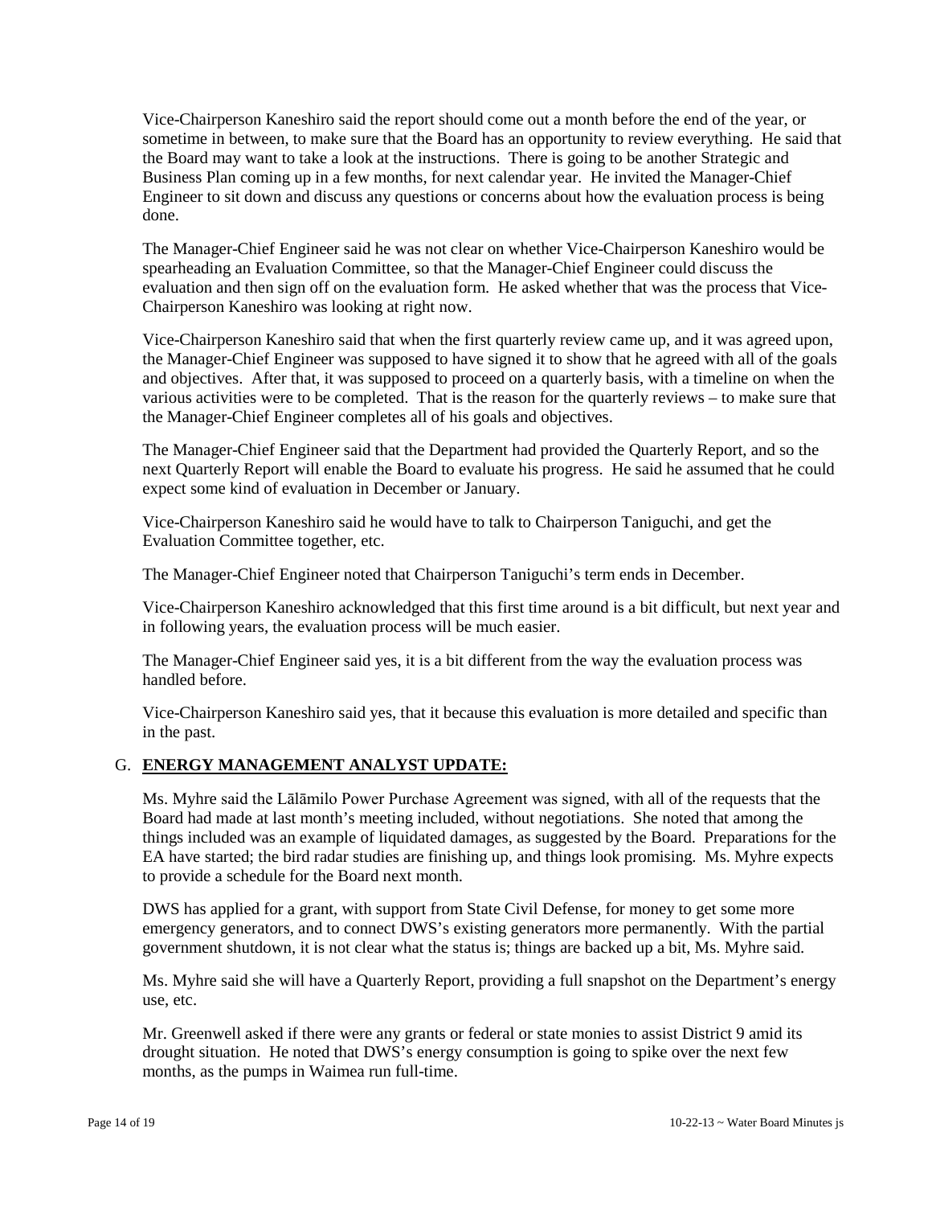Vice-Chairperson Kaneshiro said the report should come out a month before the end of the year, or sometime in between, to make sure that the Board has an opportunity to review everything. He said that the Board may want to take a look at the instructions. There is going to be another Strategic and Business Plan coming up in a few months, for next calendar year. He invited the Manager-Chief Engineer to sit down and discuss any questions or concerns about how the evaluation process is being done.

The Manager-Chief Engineer said he was not clear on whether Vice-Chairperson Kaneshiro would be spearheading an Evaluation Committee, so that the Manager-Chief Engineer could discuss the evaluation and then sign off on the evaluation form. He asked whether that was the process that Vice-Chairperson Kaneshiro was looking at right now.

Vice-Chairperson Kaneshiro said that when the first quarterly review came up, and it was agreed upon, the Manager-Chief Engineer was supposed to have signed it to show that he agreed with all of the goals and objectives. After that, it was supposed to proceed on a quarterly basis, with a timeline on when the various activities were to be completed. That is the reason for the quarterly reviews – to make sure that the Manager-Chief Engineer completes all of his goals and objectives.

The Manager-Chief Engineer said that the Department had provided the Quarterly Report, and so the next Quarterly Report will enable the Board to evaluate his progress. He said he assumed that he could expect some kind of evaluation in December or January.

Vice-Chairperson Kaneshiro said he would have to talk to Chairperson Taniguchi, and get the Evaluation Committee together, etc.

The Manager-Chief Engineer noted that Chairperson Taniguchi's term ends in December.

Vice-Chairperson Kaneshiro acknowledged that this first time around is a bit difficult, but next year and in following years, the evaluation process will be much easier.

The Manager-Chief Engineer said yes, it is a bit different from the way the evaluation process was handled before.

Vice-Chairperson Kaneshiro said yes, that it because this evaluation is more detailed and specific than in the past.

G. **ENERGY MANAGEMENT ANALYST UPDATE:**

Ms. Myhre said the Lālāmilo Power Purchase Agreement was signed, with all of the requests that the Board had made at last month's meeting included, without negotiations. She noted that among the things included was an example of liquidated damages, as suggested by the Board. Preparations for the EA have started; the bird radar studies are finishing up, and things look promising. Ms. Myhre expects to provide a schedule for the Board next month.

DWS has applied for a grant, with support from State Civil Defense, for money to get some more emergency generators, and to connect DWS's existing generators more permanently. With the partial government shutdown, it is not clear what the status is; things are backed up a bit, Ms. Myhre said.

Ms. Myhre said she will have a Quarterly Report, providing a full snapshot on the Department's energy use, etc.

Mr. Greenwell asked if there were any grants or federal or state monies to assist District 9 amid its drought situation. He noted that DWS's energy consumption is going to spike over the next few months, as the pumps in Waimea run full-time.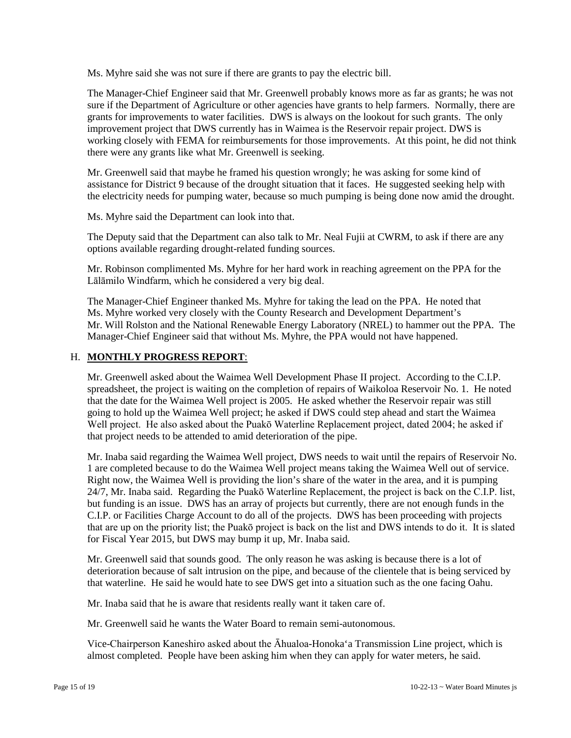Ms. Myhre said she was not sure if there are grants to pay the electric bill.

The Manager-Chief Engineer said that Mr. Greenwell probably knows more as far as grants; he was not sure if the Department of Agriculture or other agencies have grants to help farmers. Normally, there are grants for improvements to water facilities. DWS is always on the lookout for such grants. The only improvement project that DWS currently has in Waimea is the Reservoir repair project. DWS is working closely with FEMA for reimbursements for those improvements. At this point, he did not think there were any grants like what Mr. Greenwell is seeking.

Mr. Greenwell said that maybe he framed his question wrongly; he was asking for some kind of assistance for District 9 because of the drought situation that it faces. He suggested seeking help with the electricity needs for pumping water, because so much pumping is being done now amid the drought.

Ms. Myhre said the Department can look into that.

The Deputy said that the Department can also talk to Mr. Neal Fujii at CWRM, to ask if there are any options available regarding drought-related funding sources.

Mr. Robinson complimented Ms. Myhre for her hard work in reaching agreement on the PPA for the Lālāmilo Windfarm, which he considered a very big deal.

The Manager-Chief Engineer thanked Ms. Myhre for taking the lead on the PPA. He noted that Ms. Myhre worked very closely with the County Research and Development Department's Mr. Will Rolston and the National Renewable Energy Laboratory (NREL) to hammer out the PPA. The Manager-Chief Engineer said that without Ms. Myhre, the PPA would not have happened.

## H. MONTHLY PROGRESS REPORT:

Mr. Greenwell asked about the Waimea Well Development Phase II project. According to the C.I.P. spreadsheet, the project is waiting on the completion of repairs of Waikoloa Reservoir No. 1. He noted that the date for the Waimea Well project is 2005. He asked whether the Reservoir repair was still going to hold up the Waimea Well project; he asked if DWS could step ahead and start the Waimea Well project. He also asked about the Puakō Waterline Replacement project, dated 2004; he asked if that project needs to be attended to amid deterioration of the pipe.

Mr. Inaba said regarding the Waimea Well project, DWS needs to wait until the repairs of Reservoir No. 1 are completed because to do the Waimea Well project means taking the Waimea Well out of service. Right now, the Waimea Well is providing the lion's share of the water in the area, and it is pumping 24/7, Mr. Inaba said. Regarding the Puakō Waterline Replacement, the project is back on the C.I.P. list, but funding is an issue. DWS has an array of projects but currently, there are not enough funds in the C.I.P. or Facilities Charge Account to do all of the projects. DWS has been proceeding with projects that are up on the priority list; the Puakō project is back on the list and DWS intends to do it. It is slated for Fiscal Year 2015, but DWS may bump it up, Mr. Inaba said.

Mr. Greenwell said that sounds good. The only reason he was asking is because there is a lot of deterioration because of salt intrusion on the pipe, and because of the clientele that is being serviced by that waterline. He said he would hate to see DWS get into a situation such as the one facing Oahu.

Mr. Inaba said that he is aware that residents really want it taken care of.

Mr. Greenwell said he wants the Water Board to remain semi-autonomous.

Vice-Chairperson Kaneshiro asked about the Āhualoa-Honokaʻa Transmission Line project, which is almost completed. People have been asking him when they can apply for water meters, he said.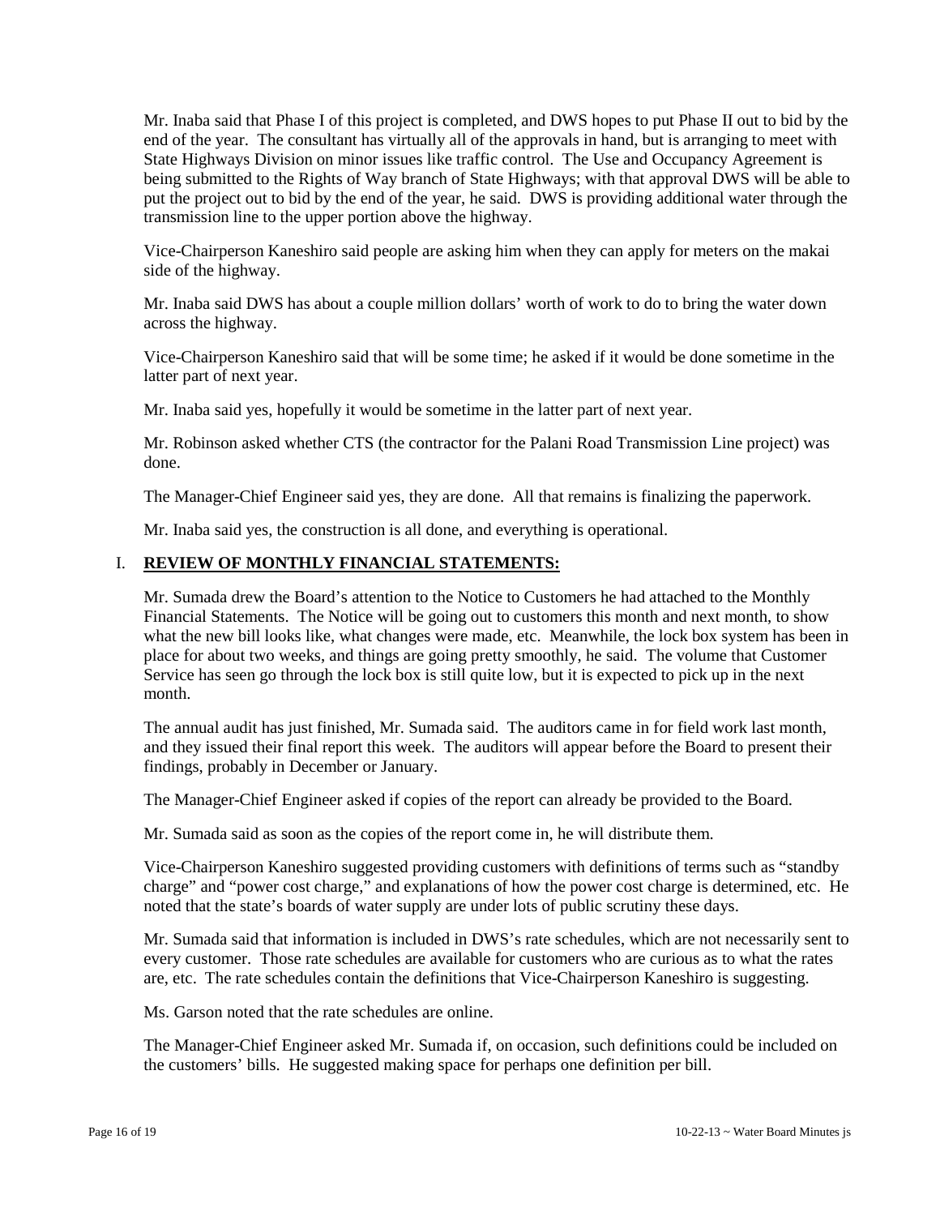Mr. Inaba said that Phase I of this project is completed, and DWS hopes to put Phase II out to bid by the end of the year. The consultant has virtually all of the approvals in hand, but is arranging to meet with State Highways Division on minor issues like traffic control. The Use and Occupancy Agreement is being submitted to the Rights of Way branch of State Highways; with that approval DWS will be able to put the project out to bid by the end of the year, he said. DWS is providing additional water through the transmission line to the upper portion above the highway.

Vice-Chairperson Kaneshiro said people are asking him when they can apply for meters on the makai side of the highway.

Mr. Inaba said DWS has about a couple million dollars' worth of work to do to bring the water down across the highway.

Vice-Chairperson Kaneshiro said that will be some time; he asked if it would be done sometime in the latter part of next year.

Mr. Inaba said yes, hopefully it would be sometime in the latter part of next year.

Mr. Robinson asked whether CTS (the contractor for the Palani Road Transmission Line project) was done.

The Manager-Chief Engineer said yes, they are done. All that remains is finalizing the paperwork.

Mr. Inaba said yes, the construction is all done, and everything is operational.

## I. **REVIEW OF MONTHLY FINANCIAL STATEMENTS:**

Mr. Sumada drew the Board's attention to the Notice to Customers he had attached to the Monthly Financial Statements. The Notice will be going out to customers this month and next month, to show what the new bill looks like, what changes were made, etc. Meanwhile, the lock box system has been in place for about two weeks, and things are going pretty smoothly, he said. The volume that Customer Service has seen go through the lock box is still quite low, but it is expected to pick up in the next month.

The annual audit has just finished, Mr. Sumada said. The auditors came in for field work last month, and they issued their final report this week. The auditors will appear before the Board to present their findings, probably in December or January.

The Manager-Chief Engineer asked if copies of the report can already be provided to the Board.

Mr. Sumada said as soon as the copies of the report come in, he will distribute them.

Vice-Chairperson Kaneshiro suggested providing customers with definitions of terms such as "standby charge" and "power cost charge," and explanations of how the power cost charge is determined, etc. He noted that the state's boards of water supply are under lots of public scrutiny these days.

Mr. Sumada said that information is included in DWS's rate schedules, which are not necessarily sent to every customer. Those rate schedules are available for customers who are curious as to what the rates are, etc. The rate schedules contain the definitions that Vice-Chairperson Kaneshiro is suggesting.

Ms. Garson noted that the rate schedules are online.

The Manager-Chief Engineer asked Mr. Sumada if, on occasion, such definitions could be included on the customers' bills. He suggested making space for perhaps one definition per bill.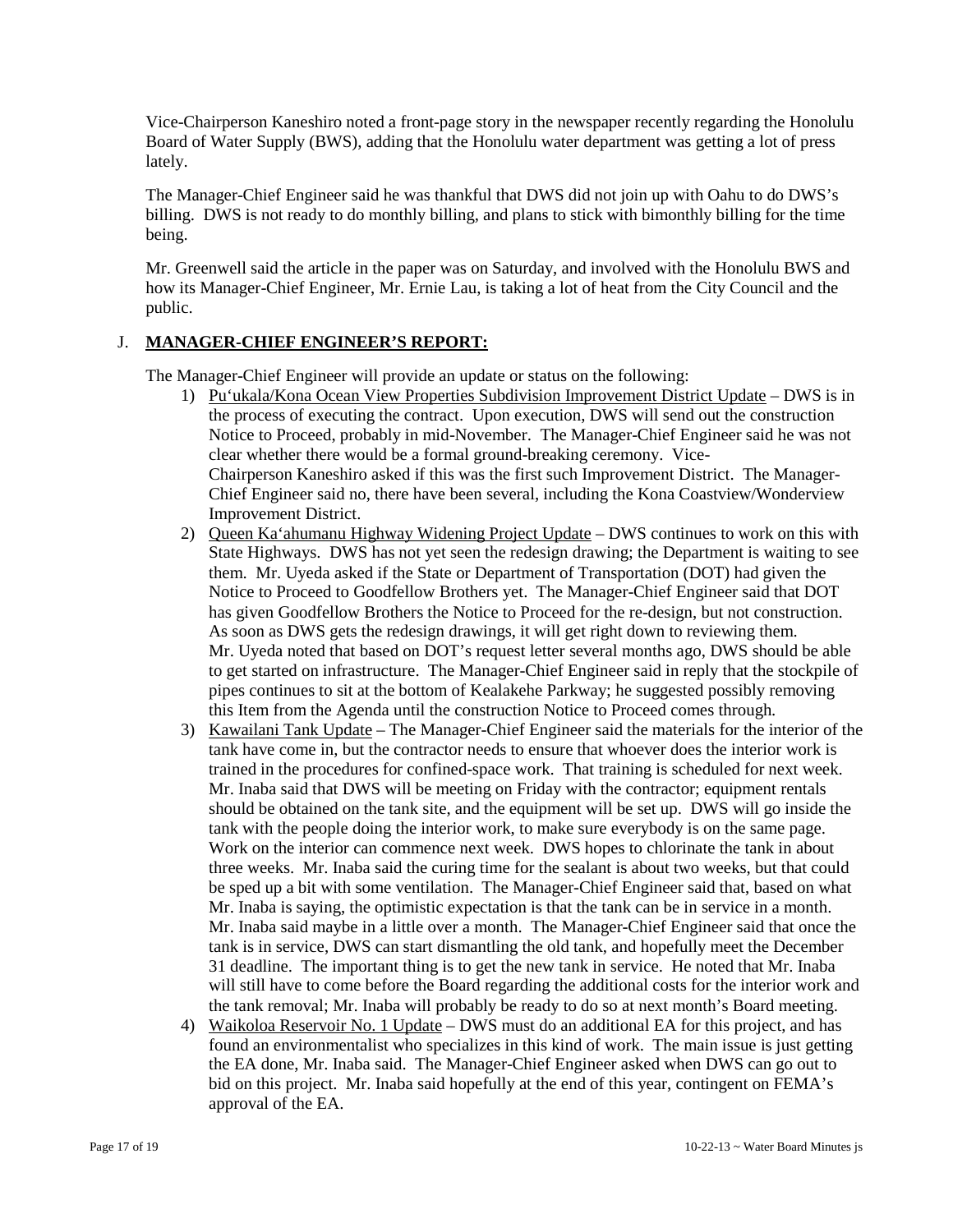Vice-Chairperson Kaneshiro noted a front-page story in the newspaper recently regarding the Honolulu Board of Water Supply (BWS), adding that the Honolulu water department was getting a lot of press lately.

The Manager-Chief Engineer said he was thankful that DWS did not join up with Oahu to do DWS's billing. DWS is not ready to do monthly billing, and plans to stick with bimonthly billing for the time being.

Mr. Greenwell said the article in the paper was on Saturday, and involved with the Honolulu BWS and how its Manager-Chief Engineer, Mr. Ernie Lau, is taking a lot of heat from the City Council and the public.

## J. **MANAGER-CHIEF ENGINEER'S REPORT:**

The Manager-Chief Engineer will provide an update or status on the following:

1) Pu'ukala/Kona Ocean View Properties Subdivision Improvement District Update – DWS is in the process of executing the contract. Upon execution, DWS will send out the construction Notice to Proceed, probably in mid-November. The Manager-Chief Engineer said he was not clear whether there would be a formal ground-breaking ceremony. Vice-Chairperson Kaneshiro asked if this was the first such Improvement District. The Manager-Chief Engineer said no, there have been several, including the Kona Coastview/Wonderview Improvement District.
2) Queen Ka'ahumanu Highway Widening Project Update – DWS continues to work on this with State Highways. DWS has not yet seen the redesign drawing; the Department is waiting to see them. Mr. Uyeda asked if the State or Department of Transportation (DOT) had given the Notice to Proceed to Goodfellow Brothers yet. The Manager-Chief Engineer said that DOT has given Goodfellow Brothers the Notice to Proceed for the re-design, but not construction. As soon as DWS gets the redesign drawings, it will get right down to reviewing them. Mr. Uyeda noted that based on DOT's request letter several months ago, DWS should be able to get started on infrastructure. The Manager-Chief Engineer said in reply that the stockpile of pipes continues to sit at the bottom of Kealakehe Parkway; he suggested possibly removing this Item from the Agenda until the construction Notice to Proceed comes through.
3) Kawailani Tank Update – The Manager-Chief Engineer said the materials for the interior of the tank have come in, but the contractor needs to ensure that whoever does the interior work is trained in the procedures for confined-space work. That training is scheduled for next week. Mr. Inaba said that DWS will be meeting on Friday with the contractor; equipment rentals should be obtained on the tank site, and the equipment will be set up. DWS will go inside the tank with the people doing the interior work, to make sure everybody is on the same page. Work on the interior can commence next week. DWS hopes to chlorinate the tank in about three weeks. Mr. Inaba said the curing time for the sealant is about two weeks, but that could be sped up a bit with some ventilation. The Manager-Chief Engineer said that, based on what Mr. Inaba is saying, the optimistic expectation is that the tank can be in service in a month. Mr. Inaba said maybe in a little over a month. The Manager-Chief Engineer said that once the tank is in service, DWS can start dismantling the old tank, and hopefully meet the December 31 deadline. The important thing is to get the new tank in service. He noted that Mr. Inaba will still have to come before the Board regarding the additional costs for the interior work and the tank removal; Mr. Inaba will probably be ready to do so at next month's Board meeting.
4) Waikoloa Reservoir No. 1 Update – DWS must do an additional EA for this project, and has found an environmentalist who specializes in this kind of work. The main issue is just getting the EA done, Mr. Inaba said. The Manager-Chief Engineer asked when DWS can go out to bid on this project. Mr. Inaba said hopefully at the end of this year, contingent on FEMA's approval of the EA.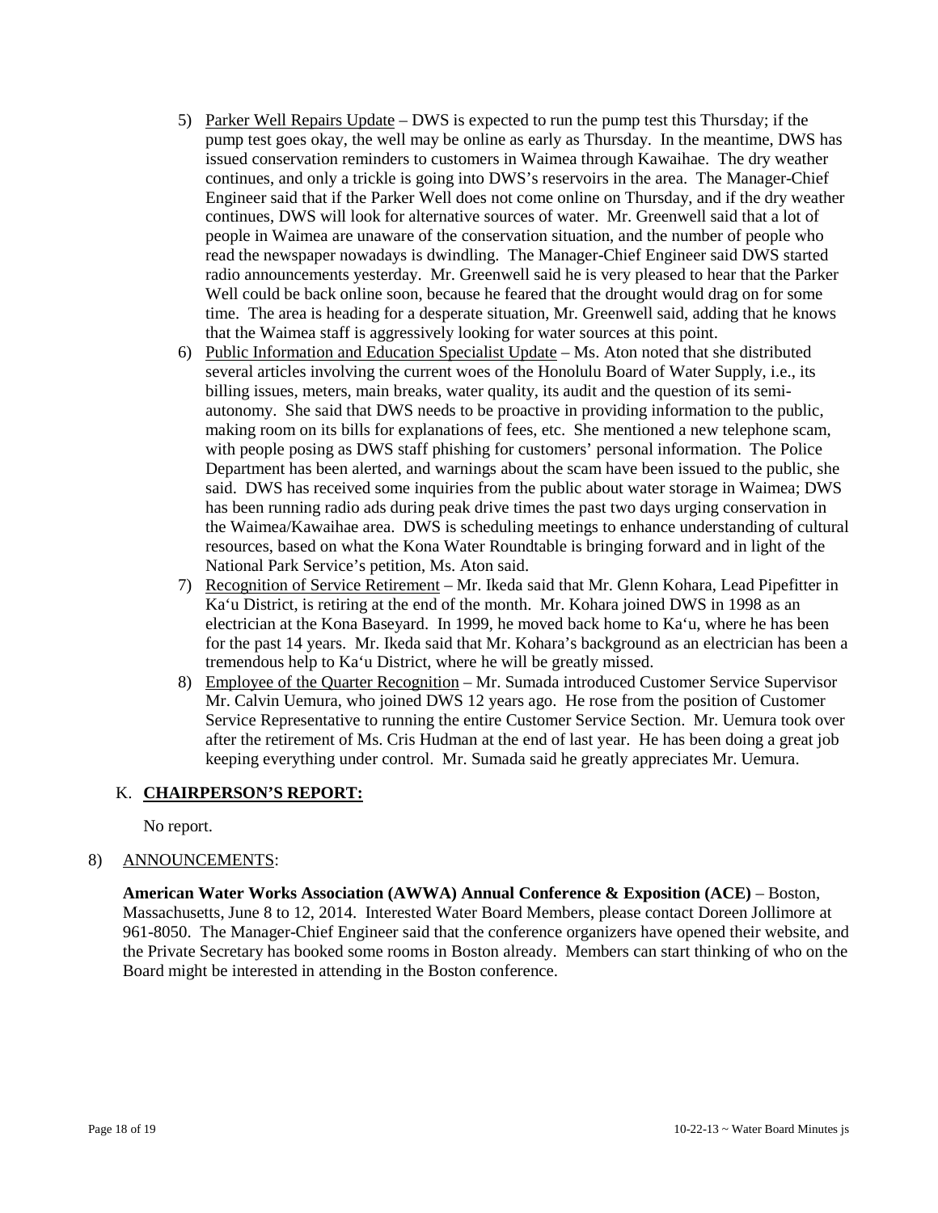5) Parker Well Repairs Update – DWS is expected to run the pump test this Thursday; if the pump test goes okay, the well may be online as early as Thursday. In the meantime, DWS has issued conservation reminders to customers in Waimea through Kawaihae. The dry weather continues, and only a trickle is going into DWS's reservoirs in the area. The Manager-Chief Engineer said that if the Parker Well does not come online on Thursday, and if the dry weather continues, DWS will look for alternative sources of water. Mr. Greenwell said that a lot of people in Waimea are unaware of the conservation situation, and the number of people who read the newspaper nowadays is dwindling. The Manager-Chief Engineer said DWS started radio announcements yesterday. Mr. Greenwell said he is very pleased to hear that the Parker Well could be back online soon, because he feared that the drought would drag on for some time. The area is heading for a desperate situation, Mr. Greenwell said, adding that he knows that the Waimea staff is aggressively looking for water sources at this point.

6) Public Information and Education Specialist Update – Ms. Aton noted that she distributed several articles involving the current woes of the Honolulu Board of Water Supply, i.e., its billing issues, meters, main breaks, water quality, its audit and the question of its semi-autonomy. She said that DWS needs to be proactive in providing information to the public, making room on its bills for explanations of fees, etc. She mentioned a new telephone scam, with people posing as DWS staff phishing for customers' personal information. The Police Department has been alerted, and warnings about the scam have been issued to the public, she said. DWS has received some inquiries from the public about water storage in Waimea; DWS has been running radio ads during peak drive times the past two days urging conservation in the Waimea/Kawaihae area. DWS is scheduling meetings to enhance understanding of cultural resources, based on what the Kona Water Roundtable is bringing forward and in light of the National Park Service's petition, Ms. Aton said.

7) Recognition of Service Retirement – Mr. Ikeda said that Mr. Glenn Kohara, Lead Pipefitter in Ka'u District, is retiring at the end of the month. Mr. Kohara joined DWS in 1998 as an electrician at the Kona Baseyard. In 1999, he moved back home to Ka'u, where he has been for the past 14 years. Mr. Ikeda said that Mr. Kohara's background as an electrician has been a tremendous help to Ka'u District, where he will be greatly missed.

8) Employee of the Quarter Recognition – Mr. Sumada introduced Customer Service Supervisor Mr. Calvin Uemura, who joined DWS 12 years ago. He rose from the position of Customer Service Representative to running the entire Customer Service Section. Mr. Uemura took over after the retirement of Ms. Cris Hudman at the end of last year. He has been doing a great job keeping everything under control. Mr. Sumada said he greatly appreciates Mr. Uemura.

## K. **CHAIRPERSON'S REPORT:**

No report.

## 8) ANNOUNCEMENTS:

**American Water Works Association (AWWA) Annual Conference & Exposition (ACE)** – Boston, Massachusetts, June 8 to 12, 2014. Interested Water Board Members, please contact Doreen Jollimore at 961-8050. The Manager-Chief Engineer said that the conference organizers have opened their website, and the Private Secretary has booked some rooms in Boston already. Members can start thinking of who on the Board might be interested in attending in the Boston conference.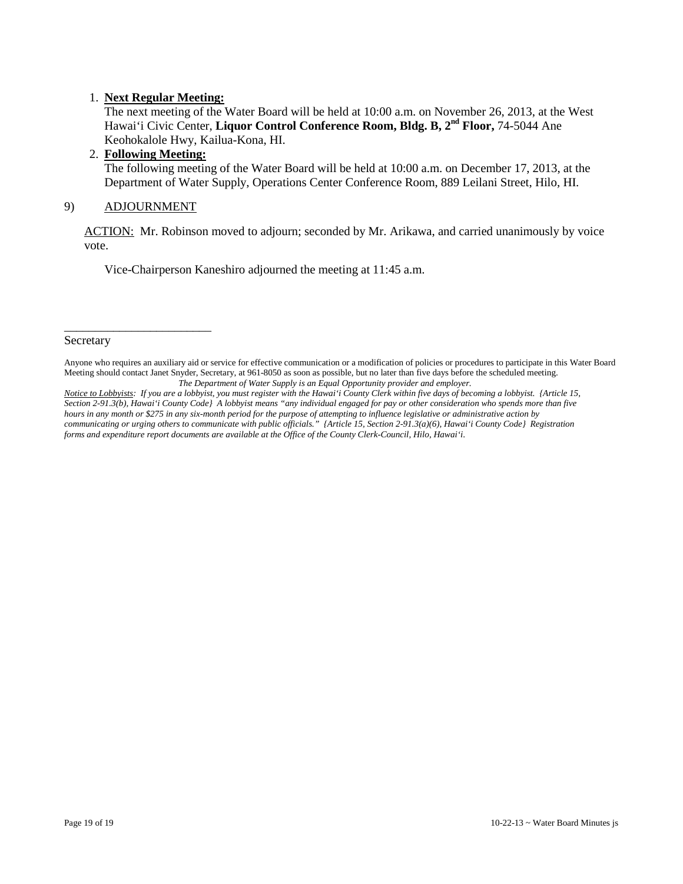1. **Next Regular Meeting:**
   The next meeting of the Water Board will be held at 10:00 a.m. on November 26, 2013, at the West Hawaiʻi Civic Center, **Liquor Control Conference Room, Bldg. B, 2nd Floor,** 74-5044 Ane Keohokalole Hwy, Kailua-Kona, HI.
2. **Following Meeting:**
   The following meeting of the Water Board will be held at 10:00 a.m. on December 17, 2013, at the Department of Water Supply, Operations Center Conference Room, 889 Leilani Street, Hilo, HI.

9) ADJOURNMENT

ACTION: Mr. Robinson moved to adjourn; seconded by Mr. Arikawa, and carried unanimously by voice vote.

Vice-Chairperson Kaneshiro adjourned the meeting at 11:45 a.m.

\_\_\_\_\_\_\_\_\_\_\_\_\_\_\_\_\_\_\_\_\_\_\_\_\_
Secretary

Anyone who requires an auxiliary aid or service for effective communication or a modification of policies or procedures to participate in this Water Board Meeting should contact Janet Snyder, Secretary, at 961-8050 as soon as possible, but no later than five days before the scheduled meeting.

*The Department of Water Supply is an Equal Opportunity provider and employer.*

*Notice to Lobbyists: If you are a lobbyist, you must register with the Hawaiʻi County Clerk within five days of becoming a lobbyist. {Article 15, Section 2-91.3(b), Hawaiʻi County Code} A lobbyist means "any individual engaged for pay or other consideration who spends more than five hours in any month or $275 in any six-month period for the purpose of attempting to influence legislative or administrative action by communicating or urging others to communicate with public officials." {Article 15, Section 2-91.3(a)(6), Hawaiʻi County Code} Registration forms and expenditure report documents are available at the Office of the County Clerk-Council, Hilo, Hawaiʻi.*